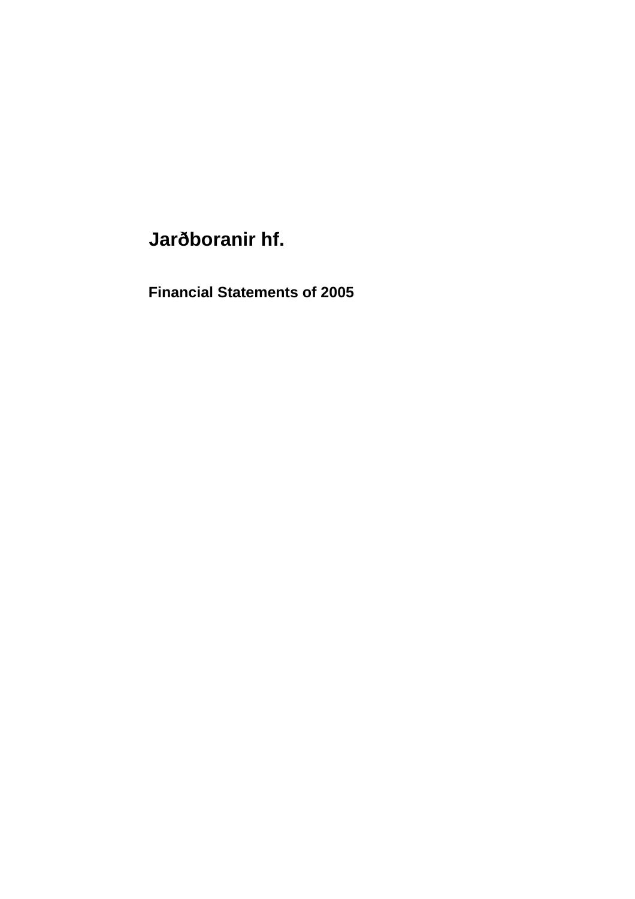# Jarðboranir hf.

## Financial Statements of 2005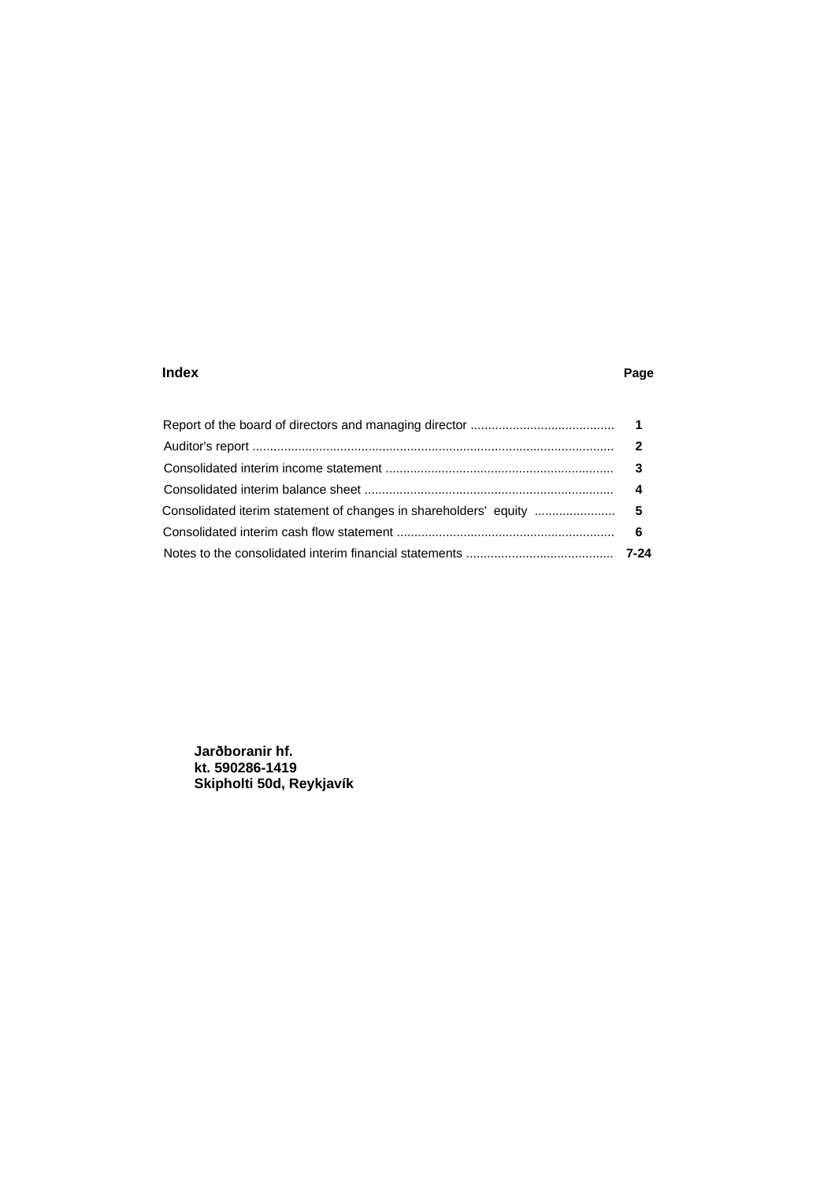## Index

| | Page |
|---|---|
| Report of the board of directors and managing director ......................................... | 1 |
| Auditor's report ........................................................................................................ | 2 |
| Consolidated interim income statement ................................................................. | 3 |
| Consolidated interim balance sheet ....................................................................... | 4 |
| Consolidated iterim statement of changes in shareholders' equity ....................... | 5 |
| Consolidated interim cash flow statement .............................................................. | 6 |
| Notes to the consolidated interim financial statements .......................................... | 7-24 |

**Jarðboranir hf.**
**kt. 590286-1419**
**Skipholti 50d, Reykjavík**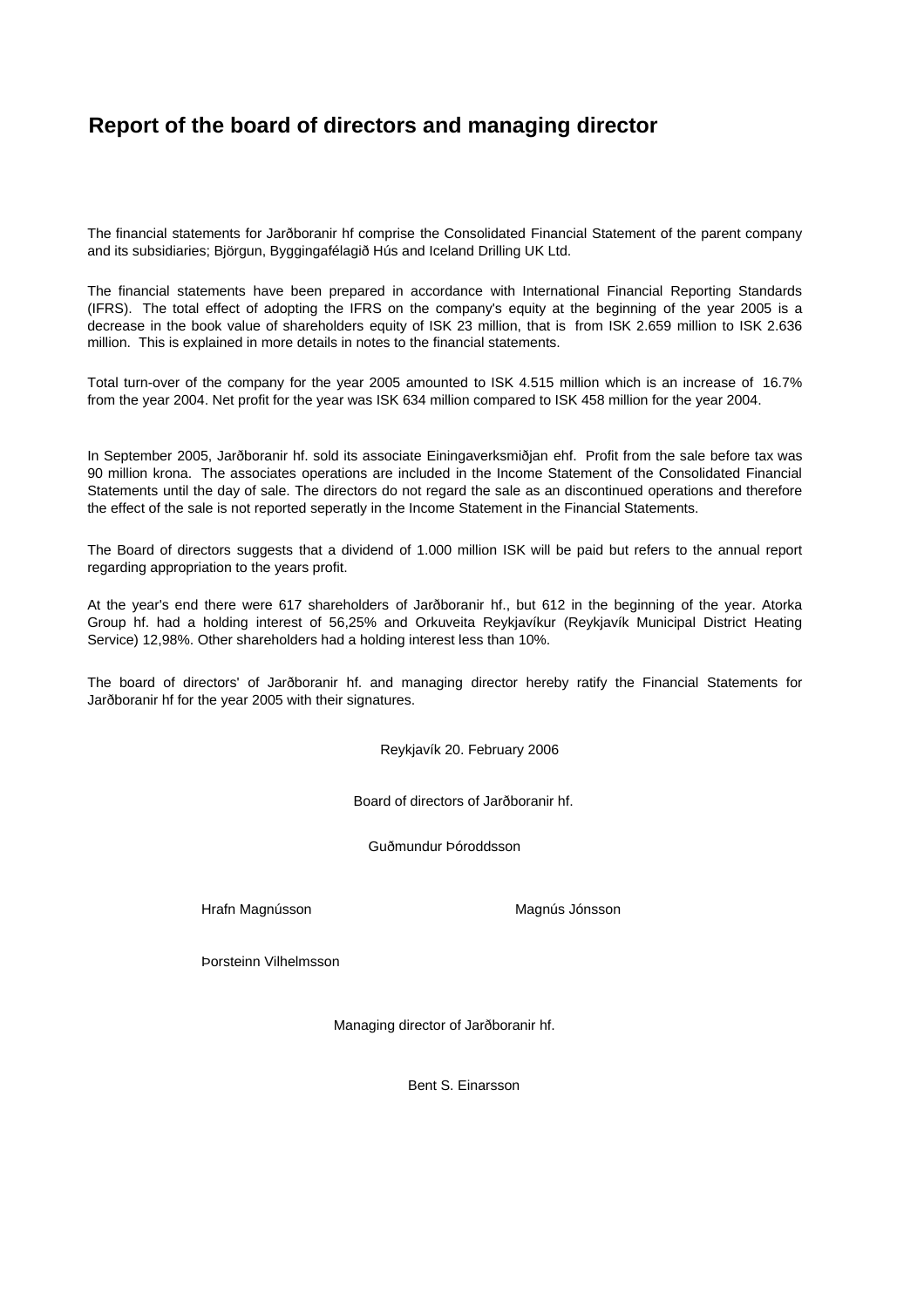# Report of the board of directors and managing director

The financial statements for Jarðboranir hf comprise the Consolidated Financial Statement of the parent company and its subsidiaries; Björgun, Byggingafélagið Hús and Iceland Drilling UK Ltd.

The financial statements have been prepared in accordance with International Financial Reporting Standards (IFRS). The total effect of adopting the IFRS on the company's equity at the beginning of the year 2005 is a decrease in the book value of shareholders equity of ISK 23 million, that is from ISK 2.659 million to ISK 2.636 million. This is explained in more details in notes to the financial statements.

Total turn-over of the company for the year 2005 amounted to ISK 4.515 million which is an increase of 16.7% from the year 2004. Net profit for the year was ISK 634 million compared to ISK 458 million for the year 2004.

In September 2005, Jarðboranir hf. sold its associate Einingaverksmiðjan ehf. Profit from the sale before tax was 90 million krona. The associates operations are included in the Income Statement of the Consolidated Financial Statements until the day of sale. The directors do not regard the sale as an discontinued operations and therefore the effect of the sale is not reported seperatly in the Income Statement in the Financial Statements.

The Board of directors suggests that a dividend of 1.000 million ISK will be paid but refers to the annual report regarding appropriation to the years profit.

At the year's end there were 617 shareholders of Jarðboranir hf., but 612 in the beginning of the year. Atorka Group hf. had a holding interest of 56,25% and Orkuveita Reykjavíkur (Reykjavík Municipal District Heating Service) 12,98%. Other shareholders had a holding interest less than 10%.

The board of directors' of Jarðboranir hf. and managing director hereby ratify the Financial Statements for Jarðboranir hf for the year 2005 with their signatures.

Reykjavík 20. February 2006

Board of directors of Jarðboranir hf.

Guðmundur Þóroddsson

Hrafn Magnússon

Magnús Jónsson

Þorsteinn Vilhelmsson

Managing director of Jarðboranir hf.

Bent S. Einarsson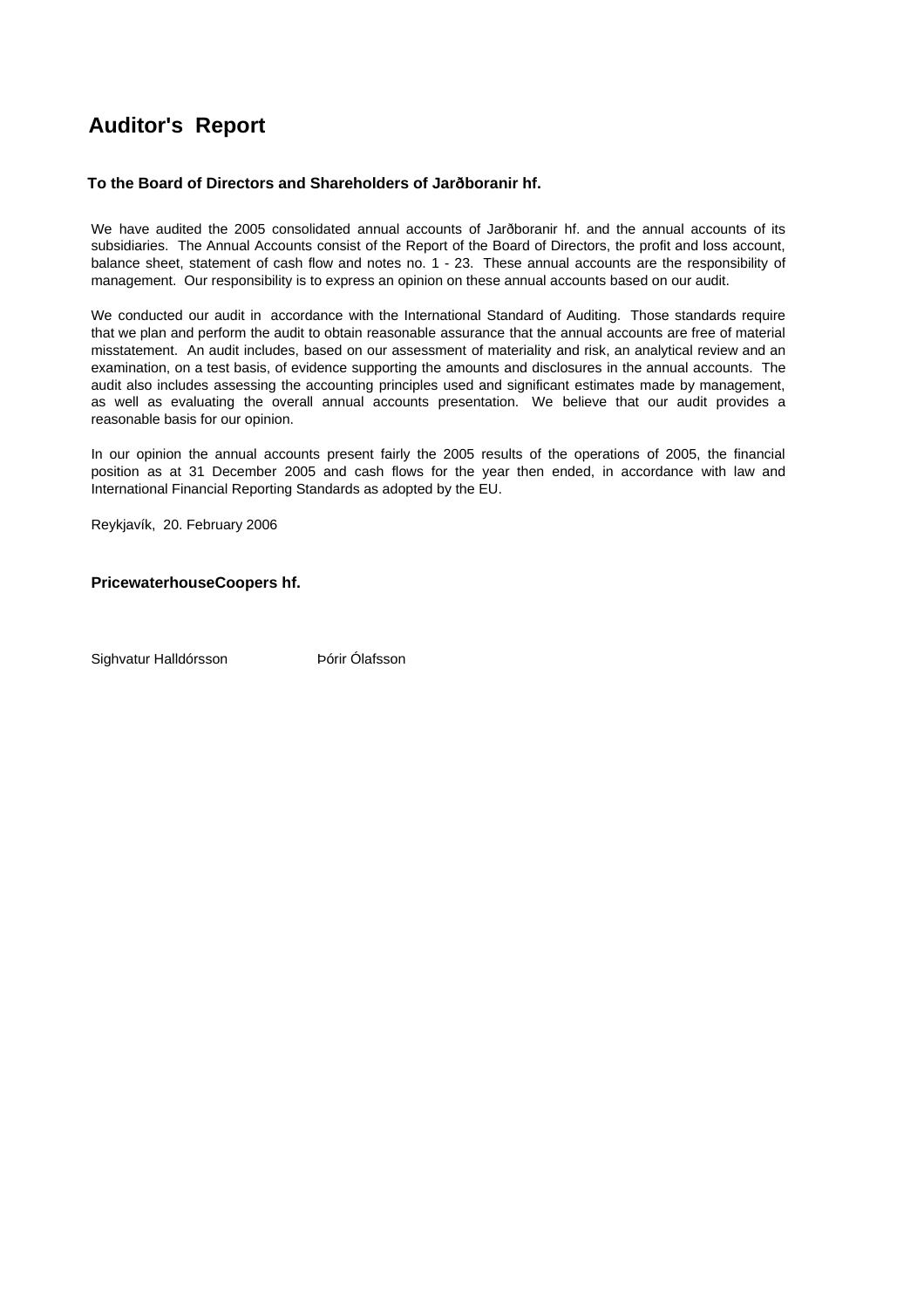# Auditor's Report

### To the Board of Directors and Shareholders of Jarðboranir hf.

We have audited the 2005 consolidated annual accounts of Jarðboranir hf. and the annual accounts of its subsidiaries. The Annual Accounts consist of the Report of the Board of Directors, the profit and loss account, balance sheet, statement of cash flow and notes no. 1 - 23. These annual accounts are the responsibility of management. Our responsibility is to express an opinion on these annual accounts based on our audit.

We conducted our audit in accordance with the International Standard of Auditing. Those standards require that we plan and perform the audit to obtain reasonable assurance that the annual accounts are free of material misstatement. An audit includes, based on our assessment of materiality and risk, an analytical review and an examination, on a test basis, of evidence supporting the amounts and disclosures in the annual accounts. The audit also includes assessing the accounting principles used and significant estimates made by management, as well as evaluating the overall annual accounts presentation. We believe that our audit provides a reasonable basis for our opinion.

In our opinion the annual accounts present fairly the 2005 results of the operations of 2005, the financial position as at 31 December 2005 and cash flows for the year then ended, in accordance with law and International Financial Reporting Standards as adopted by the EU.

Reykjavík, 20. February 2006

**PricewaterhouseCoopers hf.**

Sighvatur Halldórsson Þórir Ólafsson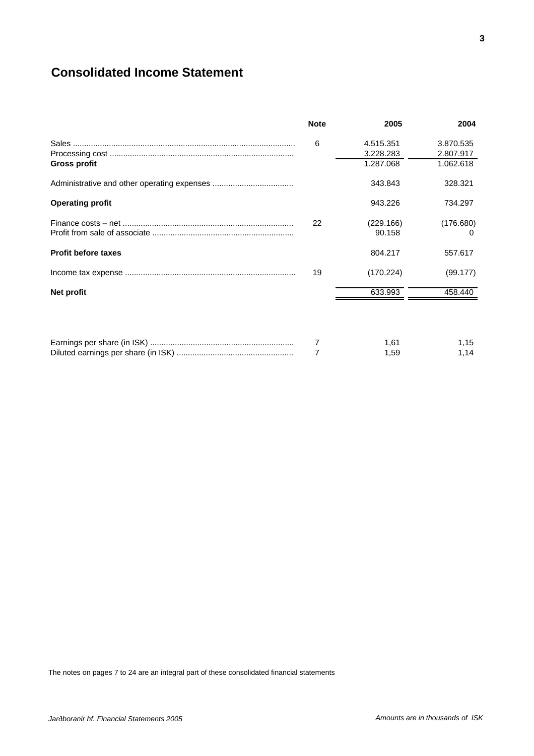# Consolidated Income Statement

| | Note | 2005 | 2004 |
|---|---|---|---|
| Sales | 6 | 4.515.351 | 3.870.535 |
| Processing cost | | 3.228.283 | 2.807.917 |
| **Gross profit** | | 1.287.068 | 1.062.618 |
| Administrative and other operating expenses | | 343.843 | 328.321 |
| **Operating profit** | | 943.226 | 734.297 |
| Finance costs – net | 22 | (229.166) | (176.680) |
| Profit from sale of associate | | 90.158 | 0 |
| **Profit before taxes** | | 804.217 | 557.617 |
| Income tax expense | 19 | (170.224) | (99.177) |
| **Net profit** | | 633.993 | 458.440 |
| | | | |
| Earnings per share (in ISK) | 7 | 1,61 | 1,15 |
| Diluted earnings per share (in ISK) | 7 | 1,59 | 1,14 |

The notes on pages 7 to 24 are an integral part of these consolidated financial statements

*Amounts are in thousands of ISK*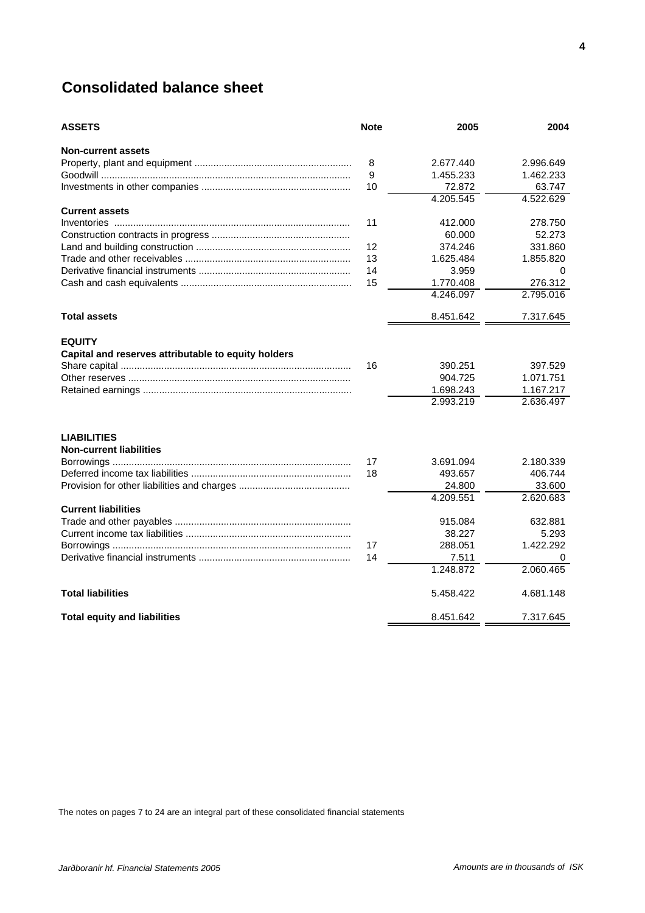# Consolidated balance sheet

| ASSETS | Note | 2005 | 2004 |
|---|---|---|---|
| **Non-current assets** | | | |
| Property, plant and equipment | 8 | 2.677.440 | 2.996.649 |
| Goodwill | 9 | 1.455.233 | 1.462.233 |
| Investments in other companies | 10 | 72.872 | 63.747 |
| | | 4.205.545 | 4.522.629 |
| **Current assets** | | | |
| Inventories | 11 | 412.000 | 278.750 |
| Construction contracts in progress | | 60.000 | 52.273 |
| Land and building construction | 12 | 374.246 | 331.860 |
| Trade and other receivables | 13 | 1.625.484 | 1.855.820 |
| Derivative financial instruments | 14 | 3.959 | 0 |
| Cash and cash equivalents | 15 | 1.770.408 | 276.312 |
| | | 4.246.097 | 2.795.016 |
| **Total assets** | | 8.451.642 | 7.317.645 |
| **EQUITY** | | | |
| **Capital and reserves attributable to equity holders** | | | |
| Share capital | 16 | 390.251 | 397.529 |
| Other reserves | | 904.725 | 1.071.751 |
| Retained earnings | | 1.698.243 | 1.167.217 |
| | | 2.993.219 | 2.636.497 |
| **LIABILITIES** | | | |
| **Non-current liabilities** | | | |
| Borrowings | 17 | 3.691.094 | 2.180.339 |
| Deferred income tax liabilities | 18 | 493.657 | 406.744 |
| Provision for other liabilities and charges | | 24.800 | 33.600 |
| | | 4.209.551 | 2.620.683 |
| **Current liabilities** | | | |
| Trade and other payables | | 915.084 | 632.881 |
| Current income tax liabilities | | 38.227 | 5.293 |
| Borrowings | 17 | 288.051 | 1.422.292 |
| Derivative financial instruments | 14 | 7.511 | 0 |
| | | 1.248.872 | 2.060.465 |
| **Total liabilities** | | 5.458.422 | 4.681.148 |
| **Total equity and liabilities** | | 8.451.642 | 7.317.645 |

The notes on pages 7 to 24 are an integral part of these consolidated financial statements

*Jarðboranir hf. Financial Statements 2005*

*Amounts are in thousands of ISK*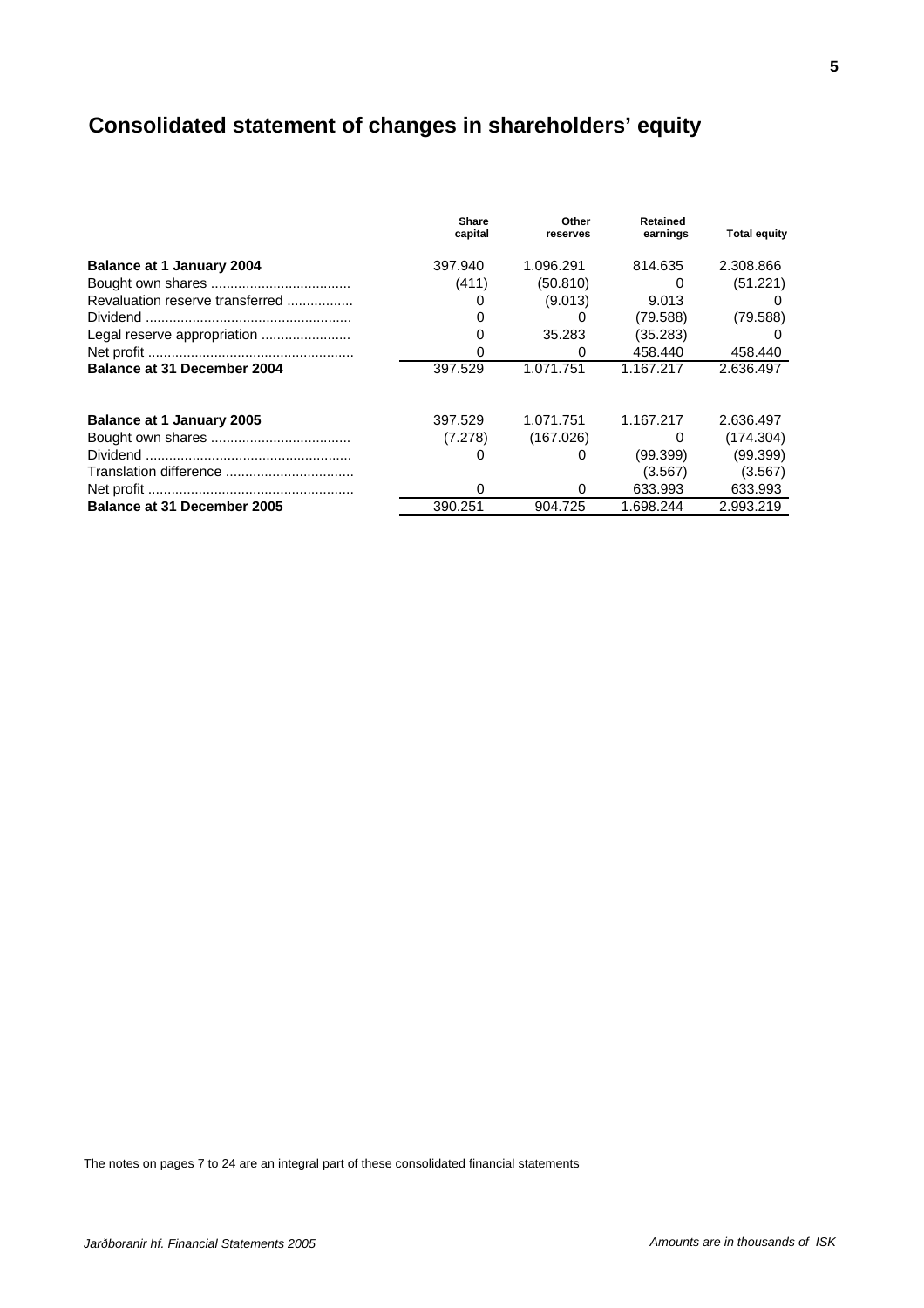# Consolidated statement of changes in shareholders' equity

| | Share capital | Other reserves | Retained earnings | Total equity |
|---|---|---|---|---|
| **Balance at 1 January 2004** | 397.940 | 1.096.291 | 814.635 | 2.308.866 |
| Bought own shares .................................... | (411) | (50.810) | 0 | (51.221) |
| Revaluation reserve transferred ................. | 0 | (9.013) | 9.013 | 0 |
| Dividend ..................................................... | 0 | 0 | (79.588) | (79.588) |
| Legal reserve appropriation ....................... | 0 | 35.283 | (35.283) | 0 |
| Net profit ..................................................... | 0 | 0 | 458.440 | 458.440 |
| **Balance at 31 December 2004** | 397.529 | 1.071.751 | 1.167.217 | 2.636.497 |
| | | | | |
| **Balance at 1 January 2005** | 397.529 | 1.071.751 | 1.167.217 | 2.636.497 |
| Bought own shares .................................... | (7.278) | (167.026) | 0 | (174.304) |
| Dividend ..................................................... | 0 | 0 | (99.399) | (99.399) |
| Translation difference ................................. | | | (3.567) | (3.567) |
| Net profit ..................................................... | 0 | 0 | 633.993 | 633.993 |
| **Balance at 31 December 2005** | 390.251 | 904.725 | 1.698.244 | 2.993.219 |

The notes on pages 7 to 24 are an integral part of these consolidated financial statements

*Amounts are in thousands of ISK*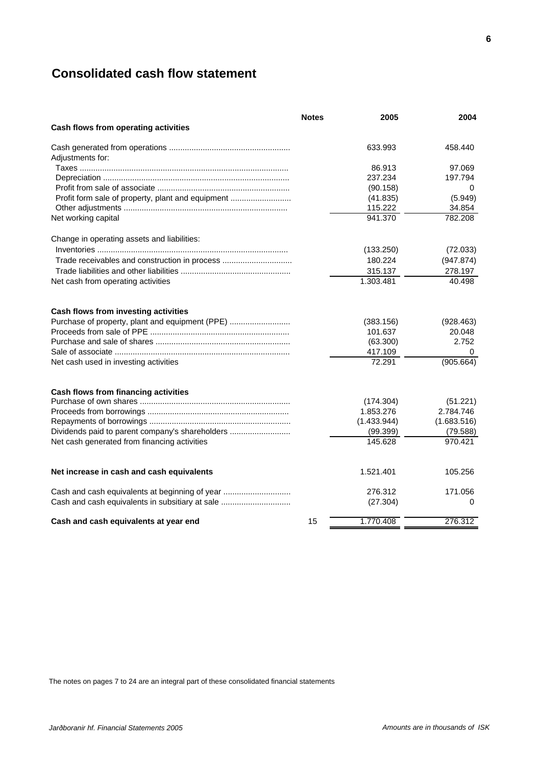## Consolidated cash flow statement

| | Notes | 2005 | 2004 |
|---|---|---|---|
| **Cash flows from operating activities** | | | |
| Cash generated from operations | | 633.993 | 458.440 |
| Adjustments for: | | | |
| Taxes | | 86.913 | 97.069 |
| Depreciation | | 237.234 | 197.794 |
| Profit from sale of associate | | (90.158) | 0 |
| Profit form sale of property, plant and equipment | | (41.835) | (5.949) |
| Other adjustments | | 115.222 | 34.854 |
| Net working capital | | 941.370 | 782.208 |
| Change in operating assets and liabilities: | | | |
| Inventories | | (133.250) | (72.033) |
| Trade receivables and construction in process | | 180.224 | (947.874) |
| Trade liabilities and other liabilities | | 315.137 | 278.197 |
| Net cash from operating activities | | 1.303.481 | 40.498 |
| **Cash flows from investing activities** | | | |
| Purchase of property, plant and equipment (PPE) | | (383.156) | (928.463) |
| Proceeds from sale of PPE | | 101.637 | 20.048 |
| Purchase and sale of shares | | (63.300) | 2.752 |
| Sale of associate | | 417.109 | 0 |
| Net cash used in investing activities | | 72.291 | (905.664) |
| **Cash flows from financing activities** | | | |
| Purchase of own shares | | (174.304) | (51.221) |
| Proceeds from borrowings | | 1.853.276 | 2.784.746 |
| Repayments of borrowings | | (1.433.944) | (1.683.516) |
| Dividends paid to parent company's shareholders | | (99.399) | (79.588) |
| Net cash generated from financing activities | | 145.628 | 970.421 |
| **Net increase in cash and cash equivalents** | | 1.521.401 | 105.256 |
| Cash and cash equivalents at beginning of year | | 276.312 | 171.056 |
| Cash and cash equivalents in subsitiary at sale | | (27.304) | 0 |
| **Cash and cash equivalents at year end** | 15 | 1.770.408 | 276.312 |

The notes on pages 7 to 24 are an integral part of these consolidated financial statements

*Amounts are in thousands of ISK*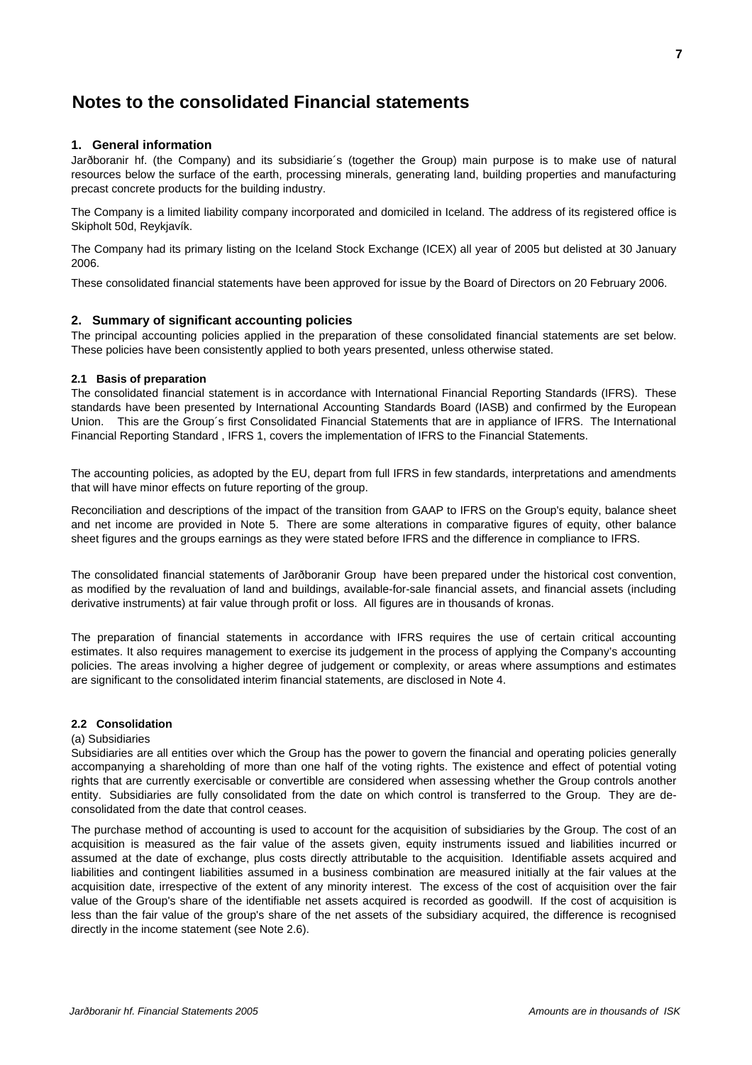# Notes to the consolidated Financial statements

### 1. General information

Jarðboranir hf. (the Company) and its subsidiarie´s (together the Group) main purpose is to make use of natural resources below the surface of the earth, processing minerals, generating land, building properties and manufacturing precast concrete products for the building industry.

The Company is a limited liability company incorporated and domiciled in Iceland. The address of its registered office is Skipholt 50d, Reykjavík.

The Company had its primary listing on the Iceland Stock Exchange (ICEX) all year of 2005 but delisted at 30 January 2006.

These consolidated financial statements have been approved for issue by the Board of Directors on 20 February 2006.

### 2. Summary of significant accounting policies

The principal accounting policies applied in the preparation of these consolidated financial statements are set below. These policies have been consistently applied to both years presented, unless otherwise stated.

#### 2.1 Basis of preparation

The consolidated financial statement is in accordance with International Financial Reporting Standards (IFRS). These standards have been presented by International Accounting Standards Board (IASB) and confirmed by the European Union. This are the Group´s first Consolidated Financial Statements that are in appliance of IFRS. The International Financial Reporting Standard , IFRS 1, covers the implementation of IFRS to the Financial Statements.

The accounting policies, as adopted by the EU, depart from full IFRS in few standards, interpretations and amendments that will have minor effects on future reporting of the group.

Reconciliation and descriptions of the impact of the transition from GAAP to IFRS on the Group's equity, balance sheet and net income are provided in Note 5. There are some alterations in comparative figures of equity, other balance sheet figures and the groups earnings as they were stated before IFRS and the difference in compliance to IFRS.

The consolidated financial statements of Jarðboranir Group have been prepared under the historical cost convention, as modified by the revaluation of land and buildings, available-for-sale financial assets, and financial assets (including derivative instruments) at fair value through profit or loss. All figures are in thousands of kronas.

The preparation of financial statements in accordance with IFRS requires the use of certain critical accounting estimates. It also requires management to exercise its judgement in the process of applying the Company's accounting policies. The areas involving a higher degree of judgement or complexity, or areas where assumptions and estimates are significant to the consolidated interim financial statements, are disclosed in Note 4.

#### 2.2 Consolidation

(a) Subsidiaries

Subsidiaries are all entities over which the Group has the power to govern the financial and operating policies generally accompanying a shareholding of more than one half of the voting rights. The existence and effect of potential voting rights that are currently exercisable or convertible are considered when assessing whether the Group controls another entity. Subsidiaries are fully consolidated from the date on which control is transferred to the Group. They are de-consolidated from the date that control ceases.

The purchase method of accounting is used to account for the acquisition of subsidiaries by the Group. The cost of an acquisition is measured as the fair value of the assets given, equity instruments issued and liabilities incurred or assumed at the date of exchange, plus costs directly attributable to the acquisition. Identifiable assets acquired and liabilities and contingent liabilities assumed in a business combination are measured initially at the fair values at the acquisition date, irrespective of the extent of any minority interest. The excess of the cost of acquisition over the fair value of the Group's share of the identifiable net assets acquired is recorded as goodwill. If the cost of acquisition is less than the fair value of the group's share of the net assets of the subsidiary acquired, the difference is recognised directly in the income statement (see Note 2.6).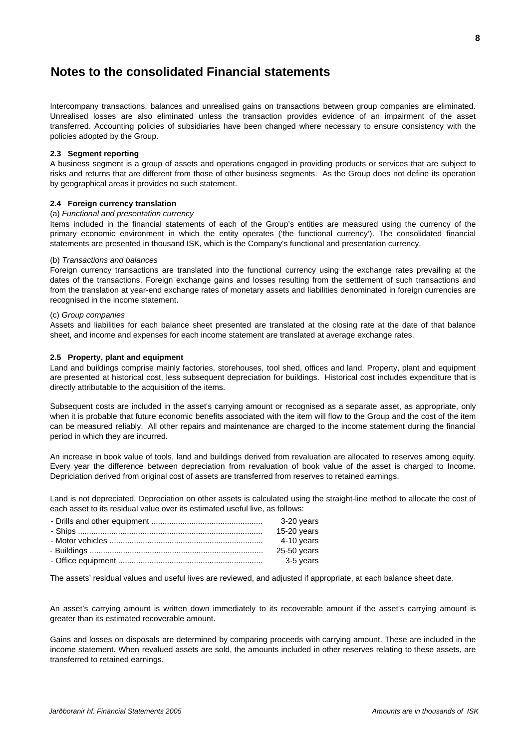# Notes to the consolidated Financial statements

Intercompany transactions, balances and unrealised gains on transactions between group companies are eliminated. Unrealised losses are also eliminated unless the transaction provides evidence of an impairment of the asset transferred. Accounting policies of subsidiaries have been changed where necessary to ensure consistency with the policies adopted by the Group.

**2.3 Segment reporting**

A business segment is a group of assets and operations engaged in providing products or services that are subject to risks and returns that are different from those of other business segments. As the Group does not define its operation by geographical areas it provides no such statement.

**2.4 Foreign currency translation**

(a) *Functional and presentation currency*

Items included in the financial statements of each of the Group's entities are measured using the currency of the primary economic environment in which the entity operates ('the functional currency'). The consolidated financial statements are presented in thousand ISK, which is the Company's functional and presentation currency.

(b) *Transactions and balances*

Foreign currency transactions are translated into the functional currency using the exchange rates prevailing at the dates of the transactions. Foreign exchange gains and losses resulting from the settlement of such transactions and from the translation at year-end exchange rates of monetary assets and liabilities denominated in foreign currencies are recognised in the income statement.

(c) *Group companies*

Assets and liabilities for each balance sheet presented are translated at the closing rate at the date of that balance sheet, and income and expenses for each income statement are translated at average exchange rates.

**2.5 Property, plant and equipment**

Land and buildings comprise mainly factories, storehouses, tool shed, offices and land. Property, plant and equipment are presented at historical cost, less subsequent depreciation for buildings. Historical cost includes expenditure that is directly attributable to the acquisition of the items.

Subsequent costs are included in the asset's carrying amount or recognised as a separate asset, as appropriate, only when it is probable that future economic benefits associated with the item will flow to the Group and the cost of the item can be measured reliably. All other repairs and maintenance are charged to the income statement during the financial period in which they are incurred.

An increase in book value of tools, land and buildings derived from revaluation are allocated to reserves among equity. Every year the difference between depreciation from revaluation of book value of the asset is charged to Income. Depriciation derived from original cost of assets are transferred from reserves to retained earnings.

Land is not depreciated. Depreciation on other assets is calculated using the straight-line method to allocate the cost of each asset to its residual value over its estimated useful live, as follows:

| | |
|---|---|
| - Drills and other equipment | 3-20 years |
| - Ships | 15-20 years |
| - Motor vehicles | 4-10 years |
| - Buildings | 25-50 years |
| - Office equipment | 3-5 years |

The assets' residual values and useful lives are reviewed, and adjusted if appropriate, at each balance sheet date.

An asset's carrying amount is written down immediately to its recoverable amount if the asset's carrying amount is greater than its estimated recoverable amount.

Gains and losses on disposals are determined by comparing proceeds with carrying amount. These are included in the income statement. When revalued assets are sold, the amounts included in other reserves relating to these assets, are transferred to retained earnings.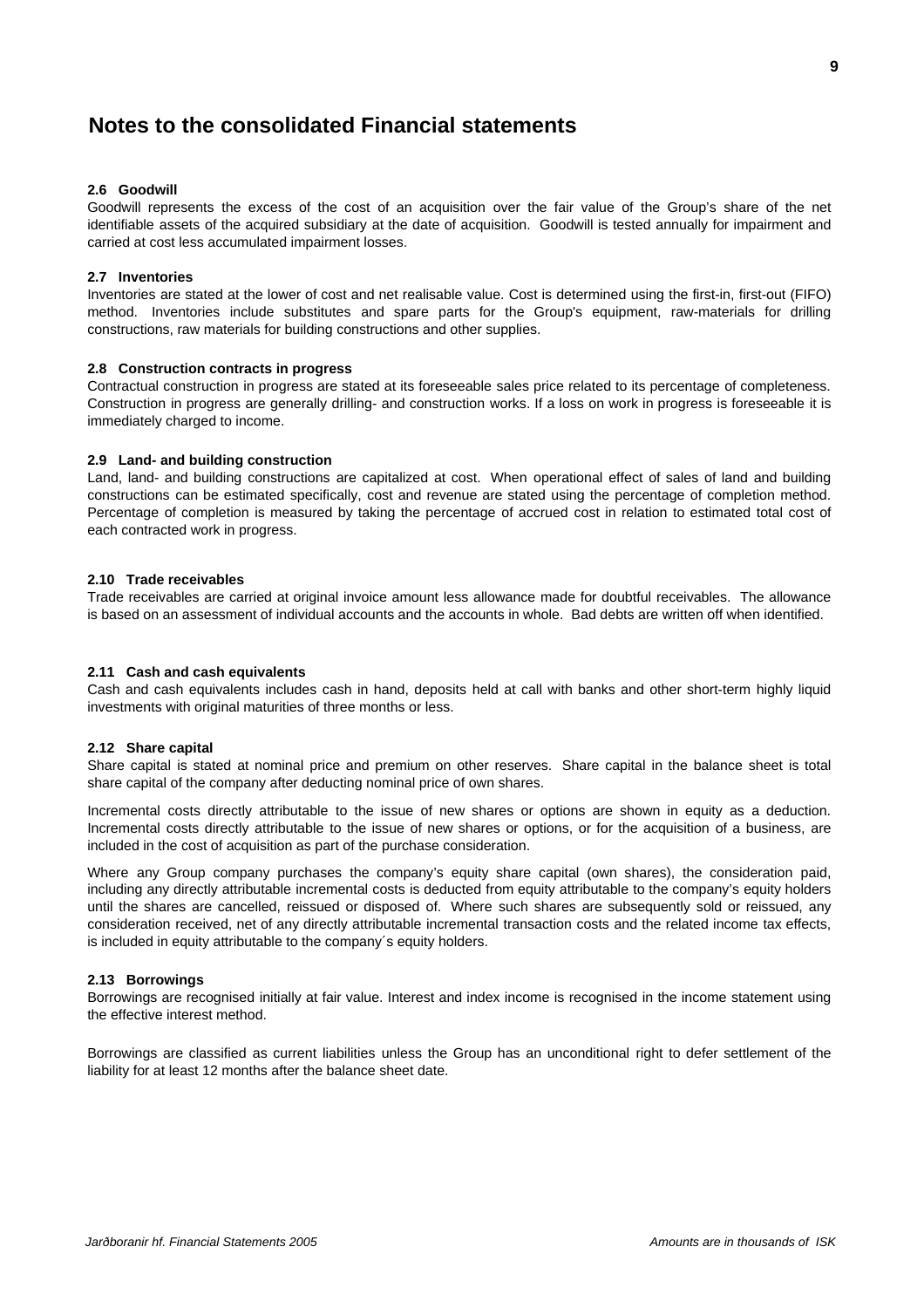# Notes to the consolidated Financial statements

### 2.6 Goodwill

Goodwill represents the excess of the cost of an acquisition over the fair value of the Group's share of the net identifiable assets of the acquired subsidiary at the date of acquisition. Goodwill is tested annually for impairment and carried at cost less accumulated impairment losses.

### 2.7 Inventories

Inventories are stated at the lower of cost and net realisable value. Cost is determined using the first-in, first-out (FIFO) method. Inventories include substitutes and spare parts for the Group's equipment, raw-materials for drilling constructions, raw materials for building constructions and other supplies.

### 2.8 Construction contracts in progress

Contractual construction in progress are stated at its foreseeable sales price related to its percentage of completeness. Construction in progress are generally drilling- and construction works. If a loss on work in progress is foreseeable it is immediately charged to income.

### 2.9 Land- and building construction

Land, land- and building constructions are capitalized at cost. When operational effect of sales of land and building constructions can be estimated specifically, cost and revenue are stated using the percentage of completion method. Percentage of completion is measured by taking the percentage of accrued cost in relation to estimated total cost of each contracted work in progress.

### 2.10 Trade receivables

Trade receivables are carried at original invoice amount less allowance made for doubtful receivables. The allowance is based on an assessment of individual accounts and the accounts in whole. Bad debts are written off when identified.

### 2.11 Cash and cash equivalents

Cash and cash equivalents includes cash in hand, deposits held at call with banks and other short-term highly liquid investments with original maturities of three months or less.

### 2.12 Share capital

Share capital is stated at nominal price and premium on other reserves. Share capital in the balance sheet is total share capital of the company after deducting nominal price of own shares.

Incremental costs directly attributable to the issue of new shares or options are shown in equity as a deduction. Incremental costs directly attributable to the issue of new shares or options, or for the acquisition of a business, are included in the cost of acquisition as part of the purchase consideration.

Where any Group company purchases the company's equity share capital (own shares), the consideration paid, including any directly attributable incremental costs is deducted from equity attributable to the company's equity holders until the shares are cancelled, reissued or disposed of. Where such shares are subsequently sold or reissued, any consideration received, net of any directly attributable incremental transaction costs and the related income tax effects, is included in equity attributable to the company´s equity holders.

### 2.13 Borrowings

Borrowings are recognised initially at fair value. Interest and index income is recognised in the income statement using the effective interest method.

Borrowings are classified as current liabilities unless the Group has an unconditional right to defer settlement of the liability for at least 12 months after the balance sheet date.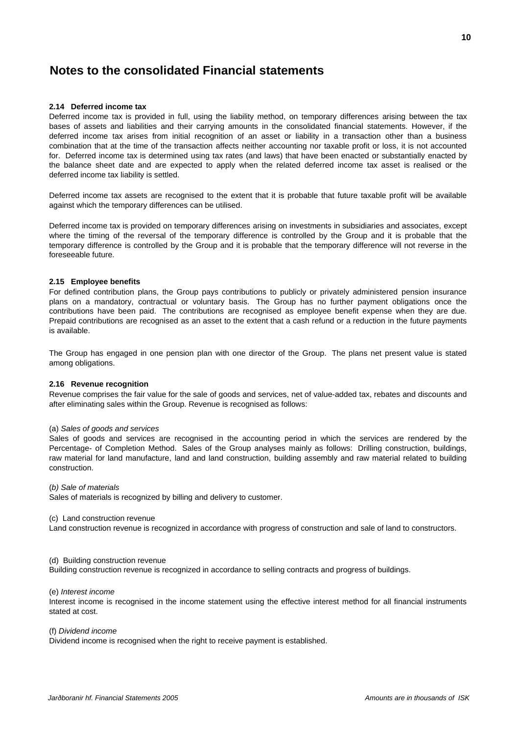# Notes to the consolidated Financial statements

### 2.14 Deferred income tax

Deferred income tax is provided in full, using the liability method, on temporary differences arising between the tax bases of assets and liabilities and their carrying amounts in the consolidated financial statements. However, if the deferred income tax arises from initial recognition of an asset or liability in a transaction other than a business combination that at the time of the transaction affects neither accounting nor taxable profit or loss, it is not accounted for. Deferred income tax is determined using tax rates (and laws) that have been enacted or substantially enacted by the balance sheet date and are expected to apply when the related deferred income tax asset is realised or the deferred income tax liability is settled.

Deferred income tax assets are recognised to the extent that it is probable that future taxable profit will be available against which the temporary differences can be utilised.

Deferred income tax is provided on temporary differences arising on investments in subsidiaries and associates, except where the timing of the reversal of the temporary difference is controlled by the Group and it is probable that the temporary difference is controlled by the Group and it is probable that the temporary difference will not reverse in the foreseeable future.

### 2.15 Employee benefits

For defined contribution plans, the Group pays contributions to publicly or privately administered pension insurance plans on a mandatory, contractual or voluntary basis. The Group has no further payment obligations once the contributions have been paid. The contributions are recognised as employee benefit expense when they are due. Prepaid contributions are recognised as an asset to the extent that a cash refund or a reduction in the future payments is available.

The Group has engaged in one pension plan with one director of the Group. The plans net present value is stated among obligations.

### 2.16 Revenue recognition

Revenue comprises the fair value for the sale of goods and services, net of value-added tax, rebates and discounts and after eliminating sales within the Group. Revenue is recognised as follows:

(a) *Sales of goods and services*

Sales of goods and services are recognised in the accounting period in which the services are rendered by the Percentage- of Completion Method. Sales of the Group analyses mainly as follows: Drilling construction, buildings, raw material for land manufacture, land and land construction, building assembly and raw material related to building construction.

(*b) Sale of materials*

Sales of materials is recognized by billing and delivery to customer.

(c) Land construction revenue

Land construction revenue is recognized in accordance with progress of construction and sale of land to constructors.

(d) Building construction revenue

Building construction revenue is recognized in accordance to selling contracts and progress of buildings.

(e) *Interest income*

Interest income is recognised in the income statement using the effective interest method for all financial instruments stated at cost.

(f) *Dividend income*

Dividend income is recognised when the right to receive payment is established.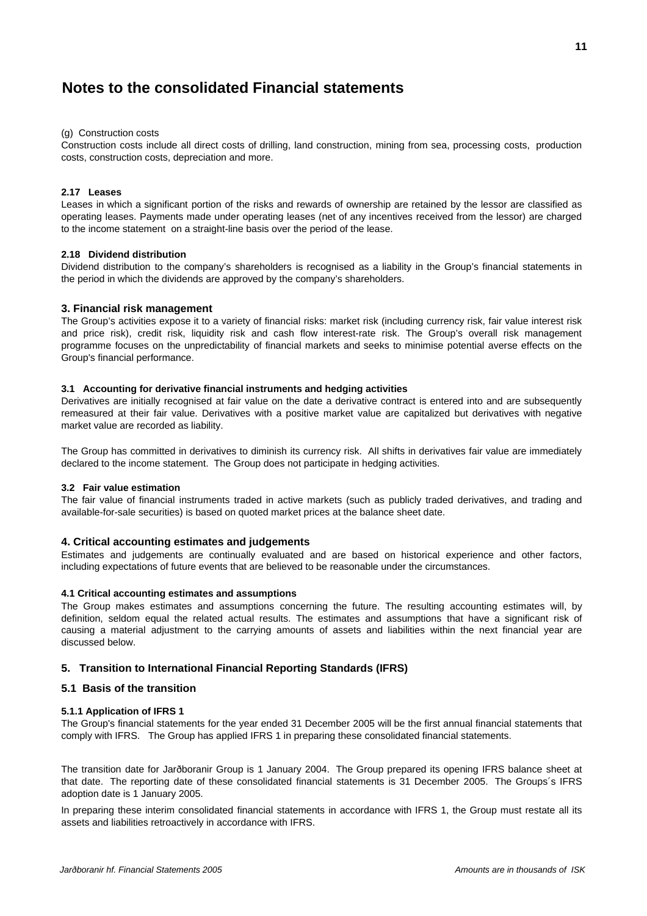# Notes to the consolidated Financial statements

(g) Construction costs

Construction costs include all direct costs of drilling, land construction, mining from sea, processing costs, production costs, construction costs, depreciation and more.

### 2.17 Leases

Leases in which a significant portion of the risks and rewards of ownership are retained by the lessor are classified as operating leases. Payments made under operating leases (net of any incentives received from the lessor) are charged to the income statement on a straight-line basis over the period of the lease.

### 2.18 Dividend distribution

Dividend distribution to the company's shareholders is recognised as a liability in the Group's financial statements in the period in which the dividends are approved by the company's shareholders.

## 3. Financial risk management

The Group's activities expose it to a variety of financial risks: market risk (including currency risk, fair value interest risk and price risk), credit risk, liquidity risk and cash flow interest-rate risk. The Group's overall risk management programme focuses on the unpredictability of financial markets and seeks to minimise potential averse effects on the Group's financial performance.

### 3.1 Accounting for derivative financial instruments and hedging activities

Derivatives are initially recognised at fair value on the date a derivative contract is entered into and are subsequently remeasured at their fair value. Derivatives with a positive market value are capitalized but derivatives with negative market value are recorded as liability.

The Group has committed in derivatives to diminish its currency risk. All shifts in derivatives fair value are immediately declared to the income statement. The Group does not participate in hedging activities.

### 3.2 Fair value estimation

The fair value of financial instruments traded in active markets (such as publicly traded derivatives, and trading and available-for-sale securities) is based on quoted market prices at the balance sheet date.

## 4. Critical accounting estimates and judgements

Estimates and judgements are continually evaluated and are based on historical experience and other factors, including expectations of future events that are believed to be reasonable under the circumstances.

### 4.1 Critical accounting estimates and assumptions

The Group makes estimates and assumptions concerning the future. The resulting accounting estimates will, by definition, seldom equal the related actual results. The estimates and assumptions that have a significant risk of causing a material adjustment to the carrying amounts of assets and liabilities within the next financial year are discussed below.

## 5. Transition to International Financial Reporting Standards (IFRS)

## 5.1 Basis of the transition

### 5.1.1 Application of IFRS 1

The Group's financial statements for the year ended 31 December 2005 will be the first annual financial statements that comply with IFRS. The Group has applied IFRS 1 in preparing these consolidated financial statements.

The transition date for Jarðboranir Group is 1 January 2004. The Group prepared its opening IFRS balance sheet at that date. The reporting date of these consolidated financial statements is 31 December 2005. The Groups´s IFRS adoption date is 1 January 2005.

In preparing these interim consolidated financial statements in accordance with IFRS 1, the Group must restate all its assets and liabilities retroactively in accordance with IFRS.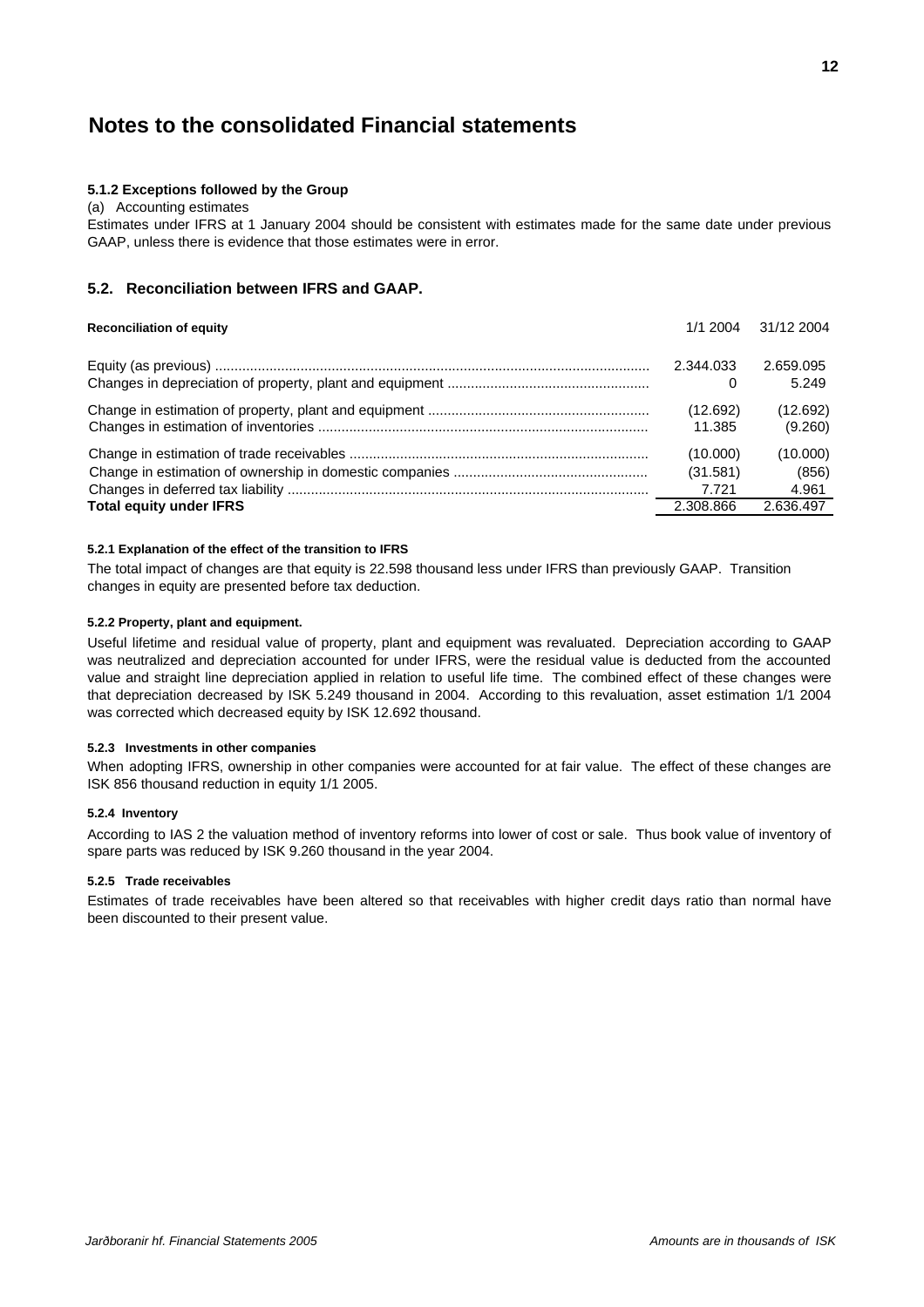# Notes to the consolidated Financial statements

### 5.1.2 Exceptions followed by the Group

(a) Accounting estimates

Estimates under IFRS at 1 January 2004 should be consistent with estimates made for the same date under previous GAAP, unless there is evidence that those estimates were in error.

## 5.2. Reconciliation between IFRS and GAAP.

| **Reconciliation of equity** | 1/1 2004 | 31/12 2004 |
|---|---|---|
| Equity (as previous) | 2.344.033 | 2.659.095 |
| Changes in depreciation of property, plant and equipment | 0 | 5.249 |
| Change in estimation of property, plant and equipment | (12.692) | (12.692) |
| Changes in estimation of inventories | 11.385 | (9.260) |
| Change in estimation of trade receivables | (10.000) | (10.000) |
| Change in estimation of ownership in domestic companies | (31.581) | (856) |
| Changes in deferred tax liability | 7.721 | 4.961 |
| **Total equity under IFRS** | 2.308.866 | 2.636.497 |

#### 5.2.1 Explanation of the effect of the transition to IFRS

The total impact of changes are that equity is 22.598 thousand less under IFRS than previously GAAP. Transition changes in equity are presented before tax deduction.

#### 5.2.2 Property, plant and equipment.

Useful lifetime and residual value of property, plant and equipment was revaluated. Depreciation according to GAAP was neutralized and depreciation accounted for under IFRS, were the residual value is deducted from the accounted value and straight line depreciation applied in relation to useful life time. The combined effect of these changes were that depreciation decreased by ISK 5.249 thousand in 2004. According to this revaluation, asset estimation 1/1 2004 was corrected which decreased equity by ISK 12.692 thousand.

#### 5.2.3 Investments in other companies

When adopting IFRS, ownership in other companies were accounted for at fair value. The effect of these changes are ISK 856 thousand reduction in equity 1/1 2005.

#### 5.2.4 Inventory

According to IAS 2 the valuation method of inventory reforms into lower of cost or sale. Thus book value of inventory of spare parts was reduced by ISK 9.260 thousand in the year 2004.

#### 5.2.5 Trade receivables

Estimates of trade receivables have been altered so that receivables with higher credit days ratio than normal have been discounted to their present value.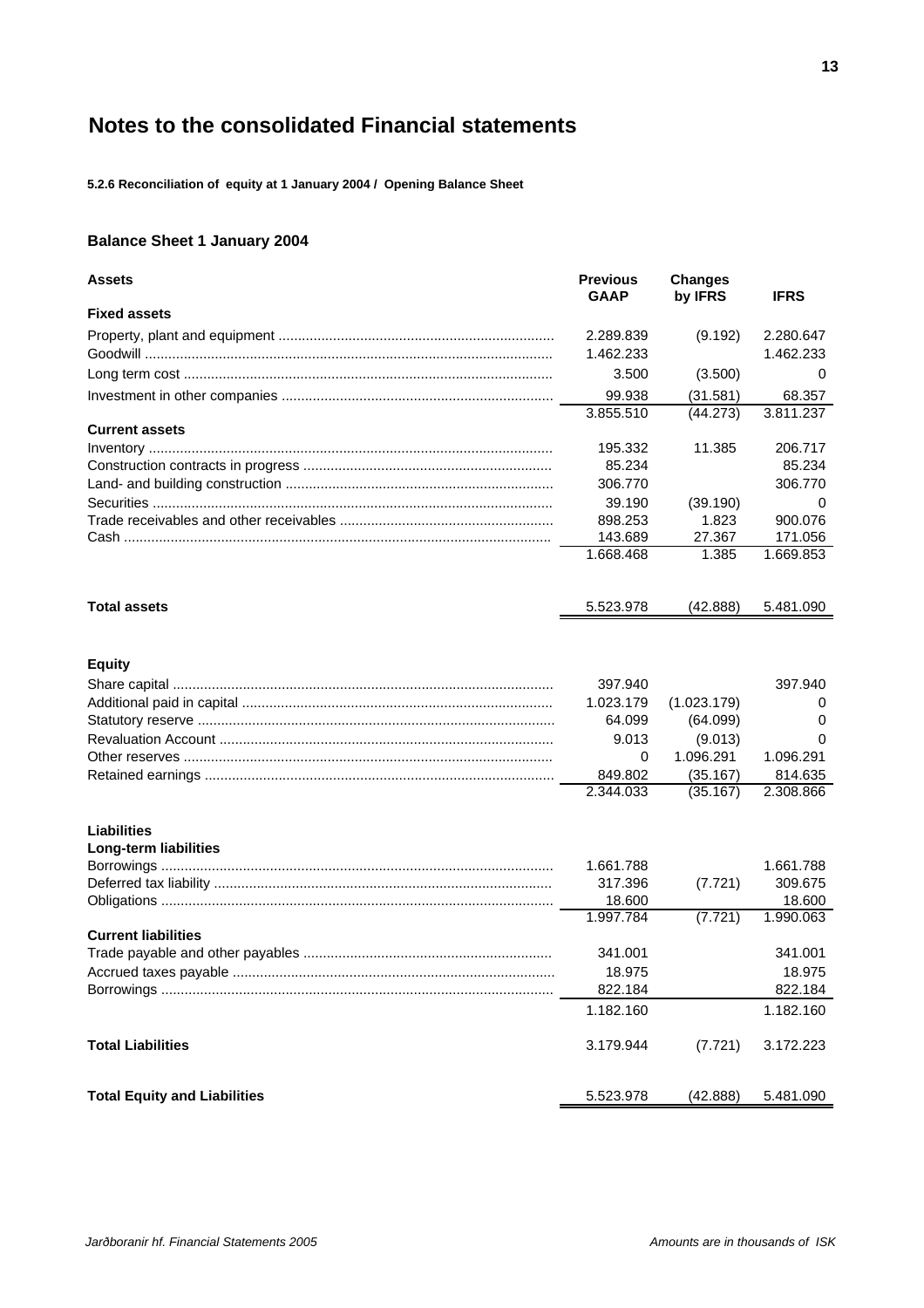# Notes to the consolidated Financial statements

**5.2.6 Reconciliation of equity at 1 January 2004 / Opening Balance Sheet**

### Balance Sheet 1 January 2004

| Assets | Previous GAAP | Changes by IFRS | IFRS |
|---|---|---|---|
| **Fixed assets** | | | |
| Property, plant and equipment | 2.289.839 | (9.192) | 2.280.647 |
| Goodwill | 1.462.233 | | 1.462.233 |
| Long term cost | 3.500 | (3.500) | 0 |
| Investment in other companies | 99.938 | (31.581) | 68.357 |
| | 3.855.510 | (44.273) | 3.811.237 |
| **Current assets** | | | |
| Inventory | 195.332 | 11.385 | 206.717 |
| Construction contracts in progress | 85.234 | | 85.234 |
| Land- and building construction | 306.770 | | 306.770 |
| Securities | 39.190 | (39.190) | 0 |
| Trade receivables and other receivables | 898.253 | 1.823 | 900.076 |
| Cash | 143.689 | 27.367 | 171.056 |
| | 1.668.468 | 1.385 | 1.669.853 |
| **Total assets** | 5.523.978 | (42.888) | 5.481.090 |
| **Equity** | | | |
| Share capital | 397.940 | | 397.940 |
| Additional paid in capital | 1.023.179 | (1.023.179) | 0 |
| Statutory reserve | 64.099 | (64.099) | 0 |
| Revaluation Account | 9.013 | (9.013) | 0 |
| Other reserves | 0 | 1.096.291 | 1.096.291 |
| Retained earnings | 849.802 | (35.167) | 814.635 |
| | 2.344.033 | (35.167) | 2.308.866 |
| **Liabilities** | | | |
| **Long-term liabilities** | | | |
| Borrowings | 1.661.788 | | 1.661.788 |
| Deferred tax liability | 317.396 | (7.721) | 309.675 |
| Obligations | 18.600 | | 18.600 |
| | 1.997.784 | (7.721) | 1.990.063 |
| **Current liabilities** | | | |
| Trade payable and other payables | 341.001 | | 341.001 |
| Accrued taxes payable | 18.975 | | 18.975 |
| Borrowings | 822.184 | | 822.184 |
| | 1.182.160 | | 1.182.160 |
| **Total Liabilities** | 3.179.944 | (7.721) | 3.172.223 |
| **Total Equity and Liabilities** | 5.523.978 | (42.888) | 5.481.090 |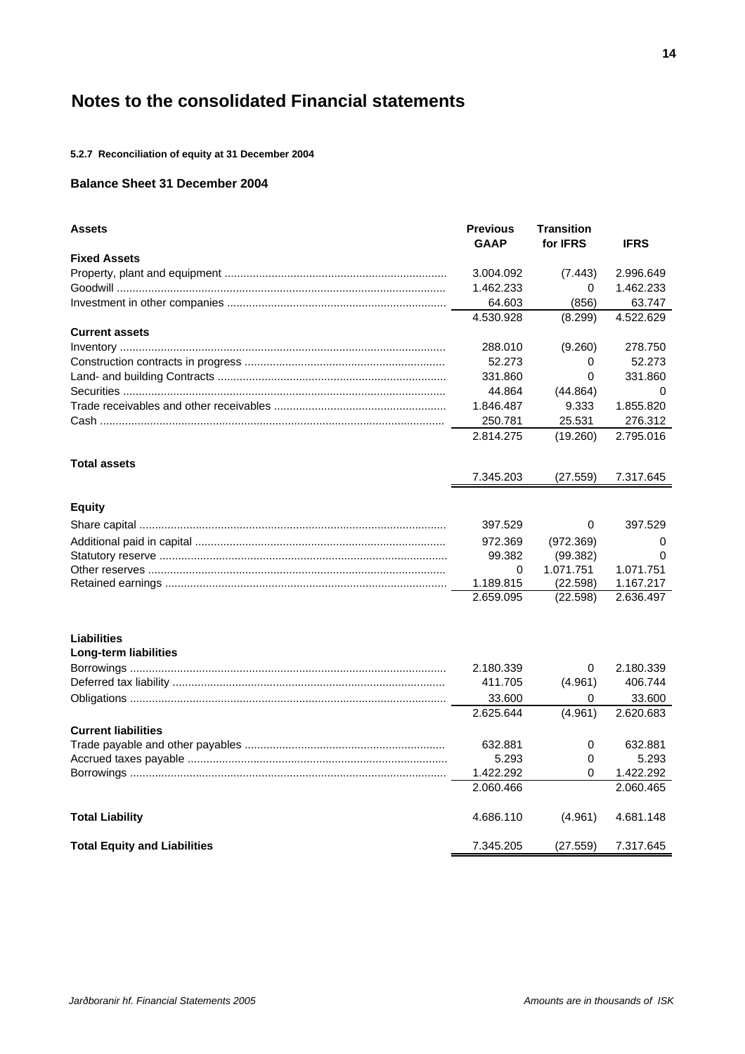# Notes to the consolidated Financial statements

#### 5.2.7 Reconciliation of equity at 31 December 2004

### Balance Sheet 31 December 2004

| Assets | Previous GAAP | Transition for IFRS | IFRS |
|---|---|---|---|
| **Fixed Assets** | | | |
| Property, plant and equipment | 3.004.092 | (7.443) | 2.996.649 |
| Goodwill | 1.462.233 | 0 | 1.462.233 |
| Investment in other companies | 64.603 | (856) | 63.747 |
| | 4.530.928 | (8.299) | 4.522.629 |
| **Current assets** | | | |
| Inventory | 288.010 | (9.260) | 278.750 |
| Construction contracts in progress | 52.273 | 0 | 52.273 |
| Land- and building Contracts | 331.860 | 0 | 331.860 |
| Securities | 44.864 | (44.864) | 0 |
| Trade receivables and other receivables | 1.846.487 | 9.333 | 1.855.820 |
| Cash | 250.781 | 25.531 | 276.312 |
| | 2.814.275 | (19.260) | 2.795.016 |
| **Total assets** | 7.345.203 | (27.559) | 7.317.645 |
| **Equity** | | | |
| Share capital | 397.529 | 0 | 397.529 |
| Additional paid in capital | 972.369 | (972.369) | 0 |
| Statutory reserve | 99.382 | (99.382) | 0 |
| Other reserves | 0 | 1.071.751 | 1.071.751 |
| Retained earnings | 1.189.815 | (22.598) | 1.167.217 |
| | 2.659.095 | (22.598) | 2.636.497 |
| **Liabilities** | | | |
| **Long-term liabilities** | | | |
| Borrowings | 2.180.339 | 0 | 2.180.339 |
| Deferred tax liability | 411.705 | (4.961) | 406.744 |
| Obligations | 33.600 | 0 | 33.600 |
| | 2.625.644 | (4.961) | 2.620.683 |
| **Current liabilities** | | | |
| Trade payable and other payables | 632.881 | 0 | 632.881 |
| Accrued taxes payable | 5.293 | 0 | 5.293 |
| Borrowings | 1.422.292 | 0 | 1.422.292 |
| | 2.060.466 | | 2.060.465 |
| **Total Liability** | 4.686.110 | (4.961) | 4.681.148 |
| **Total Equity and Liabilities** | 7.345.205 | (27.559) | 7.317.645 |

*Amounts are in thousands of ISK*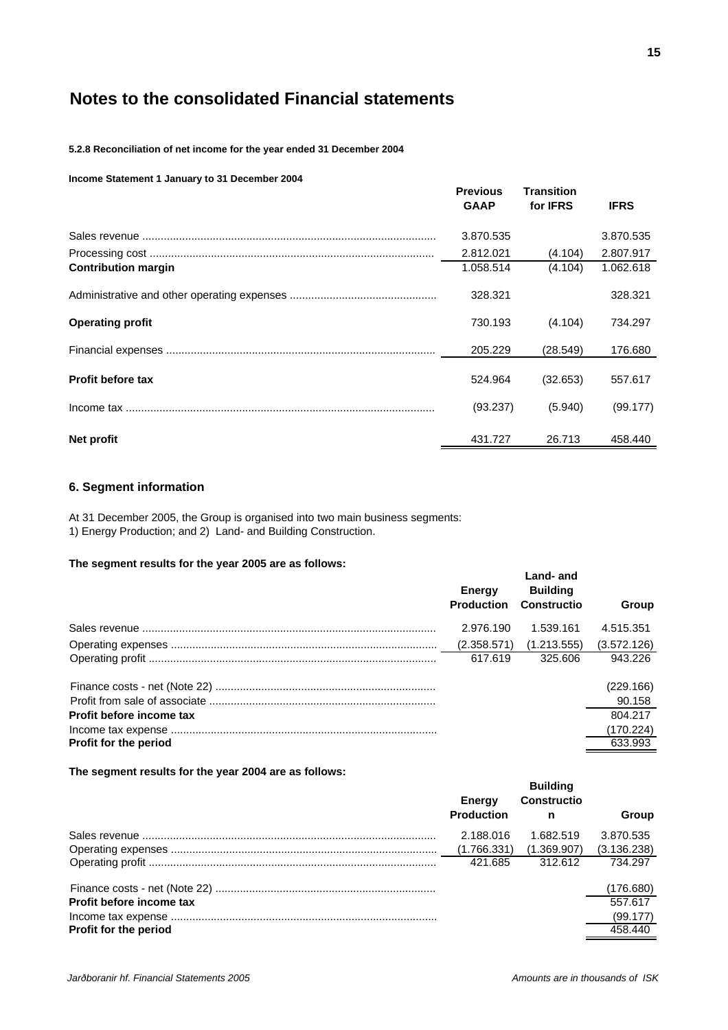# Notes to the consolidated Financial statements

**5.2.8 Reconciliation of net income for the year ended 31 December 2004**

**Income Statement 1 January to 31 December 2004**

| | Previous GAAP | Transition for IFRS | IFRS |
|---|---|---|---|
| Sales revenue | 3.870.535 | | 3.870.535 |
| Processing cost | 2.812.021 | (4.104) | 2.807.917 |
| **Contribution margin** | 1.058.514 | (4.104) | 1.062.618 |
| Administrative and other operating expenses | 328.321 | | 328.321 |
| **Operating profit** | 730.193 | (4.104) | 734.297 |
| Financial expenses | 205.229 | (28.549) | 176.680 |
| **Profit before tax** | 524.964 | (32.653) | 557.617 |
| Income tax | (93.237) | (5.940) | (99.177) |
| **Net profit** | 431.727 | 26.713 | 458.440 |

## 6. Segment information

At 31 December 2005, the Group is organised into two main business segments:
1) Energy Production; and 2) Land- and Building Construction.

**The segment results for the year 2005 are as follows:**

| | Energy Production | Land- and Building Constructio | Group |
|---|---|---|---|
| Sales revenue | 2.976.190 | 1.539.161 | 4.515.351 |
| Operating expenses | (2.358.571) | (1.213.555) | (3.572.126) |
| Operating profit | 617.619 | 325.606 | 943.226 |
| Finance costs - net (Note 22) | | | (229.166) |
| Profit from sale of associate | | | 90.158 |
| **Profit before income tax** | | | 804.217 |
| Income tax expense | | | (170.224) |
| **Profit for the period** | | | 633.993 |

**The segment results for the year 2004 are as follows:**

| | Energy Production | Building Constructio n | Group |
|---|---|---|---|
| Sales revenue | 2.188.016 | 1.682.519 | 3.870.535 |
| Operating expenses | (1.766.331) | (1.369.907) | (3.136.238) |
| Operating profit | 421.685 | 312.612 | 734.297 |
| Finance costs - net (Note 22) | | | (176.680) |
| **Profit before income tax** | | | 557.617 |
| Income tax expense | | | (99.177) |
| **Profit for the period** | | | 458.440 |

*Amounts are in thousands of ISK*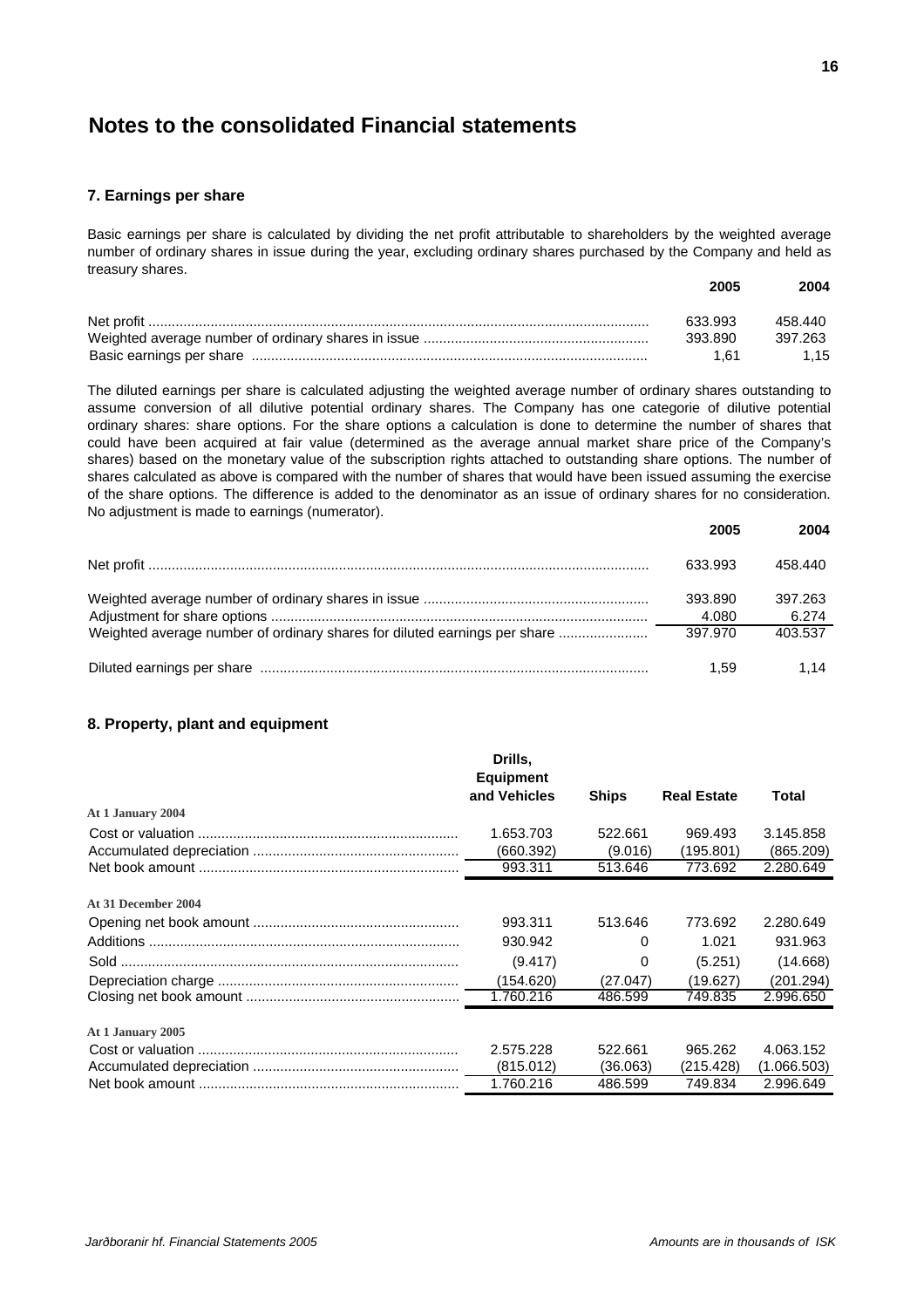# Notes to the consolidated Financial statements

## 7. Earnings per share

Basic earnings per share is calculated by dividing the net profit attributable to shareholders by the weighted average number of ordinary shares in issue during the year, excluding ordinary shares purchased by the Company and held as treasury shares.

| | 2005 | 2004 |
|---|---|---|
| Net profit | 633.993 | 458.440 |
| Weighted average number of ordinary shares in issue | 393.890 | 397.263 |
| Basic earnings per share | 1,61 | 1,15 |

The diluted earnings per share is calculated adjusting the weighted average number of ordinary shares outstanding to assume conversion of all dilutive potential ordinary shares. The Company has one categorie of dilutive potential ordinary shares: share options. For the share options a calculation is done to determine the number of shares that could have been acquired at fair value (determined as the average annual market share price of the Company's shares) based on the monetary value of the subscription rights attached to outstanding share options. The number of shares calculated as above is compared with the number of shares that would have been issued assuming the exercise of the share options. The difference is added to the denominator as an issue of ordinary shares for no consideration. No adjustment is made to earnings (numerator).

| | 2005 | 2004 |
|---|---|---|
| Net profit | 633.993 | 458.440 |
| Weighted average number of ordinary shares in issue | 393.890 | 397.263 |
| Adjustment for share options | 4.080 | 6.274 |
| Weighted average number of ordinary shares for diluted earnings per share | 397.970 | 403.537 |
| Diluted earnings per share | 1,59 | 1,14 |

## 8. Property, plant and equipment

| | Drills, Equipment and Vehicles | Ships | Real Estate | Total |
|---|---|---|---|---|
| **At 1 January 2004** | | | | |
| Cost or valuation | 1.653.703 | 522.661 | 969.493 | 3.145.858 |
| Accumulated depreciation | (660.392) | (9.016) | (195.801) | (865.209) |
| Net book amount | 993.311 | 513.646 | 773.692 | 2.280.649 |
| **At 31 December 2004** | | | | |
| Opening net book amount | 993.311 | 513.646 | 773.692 | 2.280.649 |
| Additions | 930.942 | 0 | 1.021 | 931.963 |
| Sold | (9.417) | 0 | (5.251) | (14.668) |
| Depreciation charge | (154.620) | (27.047) | (19.627) | (201.294) |
| Closing net book amount | 1.760.216 | 486.599 | 749.835 | 2.996.650 |
| **At 1 January 2005** | | | | |
| Cost or valuation | 2.575.228 | 522.661 | 965.262 | 4.063.152 |
| Accumulated depreciation | (815.012) | (36.063) | (215.428) | (1.066.503) |
| Net book amount | 1.760.216 | 486.599 | 749.834 | 2.996.649 |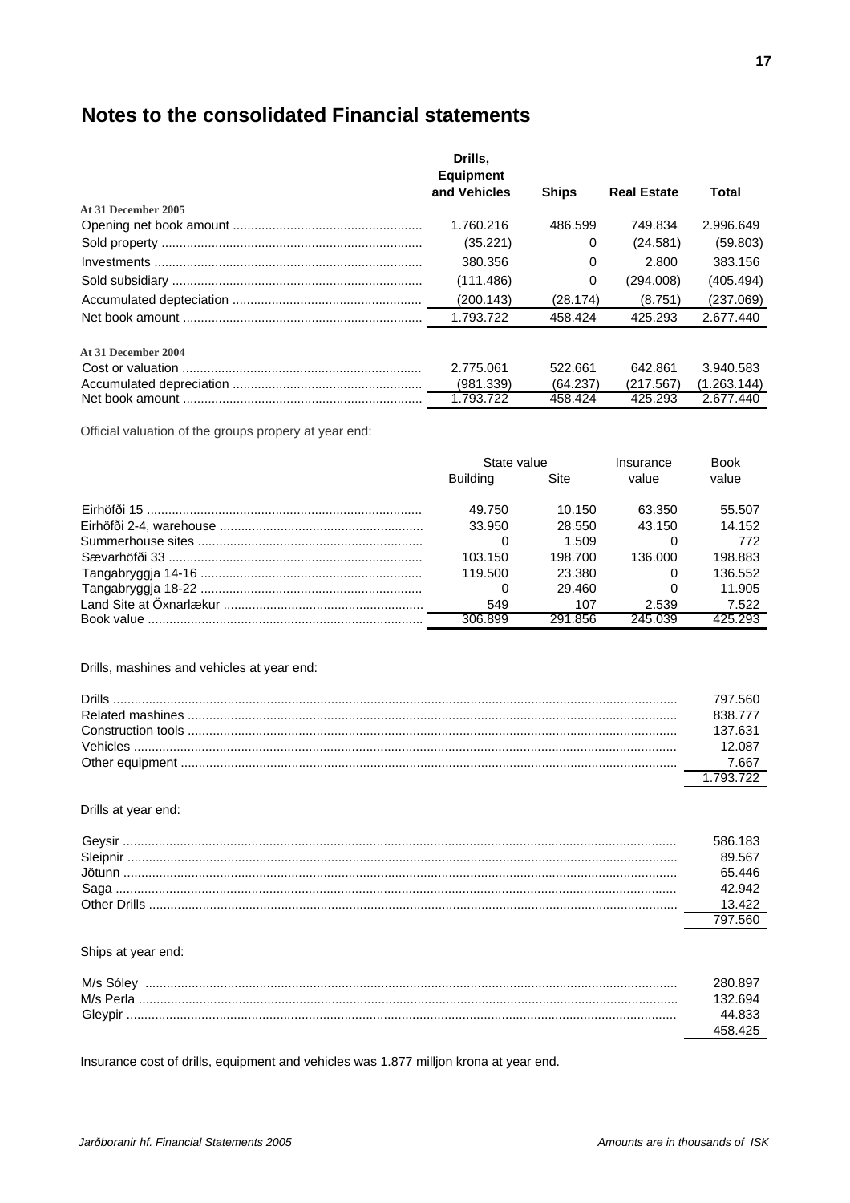# Notes to the consolidated Financial statements

| | Drills, Equipment and Vehicles | Ships | Real Estate | Total |
|---|---|---|---|---|
| **At 31 December 2005** | | | | |
| Opening net book amount | 1.760.216 | 486.599 | 749.834 | 2.996.649 |
| Sold property | (35.221) | 0 | (24.581) | (59.803) |
| Investments | 380.356 | 0 | 2.800 | 383.156 |
| Sold subsidiary | (111.486) | 0 | (294.008) | (405.494) |
| Accumulated deptecіation | (200.143) | (28.174) | (8.751) | (237.069) |
| Net book amount | 1.793.722 | 458.424 | 425.293 | 2.677.440 |
| | | | | |
| **At 31 December 2004** | | | | |
| Cost or valuation | 2.775.061 | 522.661 | 642.861 | 3.940.583 |
| Accumulated depreciation | (981.339) | (64.237) | (217.567) | (1.263.144) |
| Net book amount | 1.793.722 | 458.424 | 425.293 | 2.677.440 |

Official valuation of the groups propery at year end:

| | State value | | Insurance | Book |
|---|---|---|---|---|
| | Building | Site | value | value |
| Eirhöfði 15 | 49.750 | 10.150 | 63.350 | 55.507 |
| Eirhöfði 2-4, warehouse | 33.950 | 28.550 | 43.150 | 14.152 |
| Summerhouse sites | 0 | 1.509 | 0 | 772 |
| Sævarhöfði 33 | 103.150 | 198.700 | 136.000 | 198.883 |
| Tangabryggja 14-16 | 119.500 | 23.380 | 0 | 136.552 |
| Tangabryggja 18-22 | 0 | 29.460 | 0 | 11.905 |
| Land Site at Öxnarlækur | 549 | 107 | 2.539 | 7.522 |
| Book value | 306.899 | 291.856 | 245.039 | 425.293 |

Drills, mashines and vehicles at year end:

| | |
|---|---|
| Drills | 797.560 |
| Related mashines | 838.777 |
| Construction tools | 137.631 |
| Vehicles | 12.087 |
| Other equipment | 7.667 |
| | 1.793.722 |

Drills at year end:

| | |
|---|---|
| Geysir | 586.183 |
| Sleipnir | 89.567 |
| Jötunn | 65.446 |
| Saga | 42.942 |
| Other Drills | 13.422 |
| | 797.560 |

Ships at year end:

| | |
|---|---|
| M/s Sóley | 280.897 |
| M/s Perla | 132.694 |
| Gleypir | 44.833 |
| | 458.425 |

Insurance cost of drills, equipment and vehicles was 1.877 milljon krona at year end.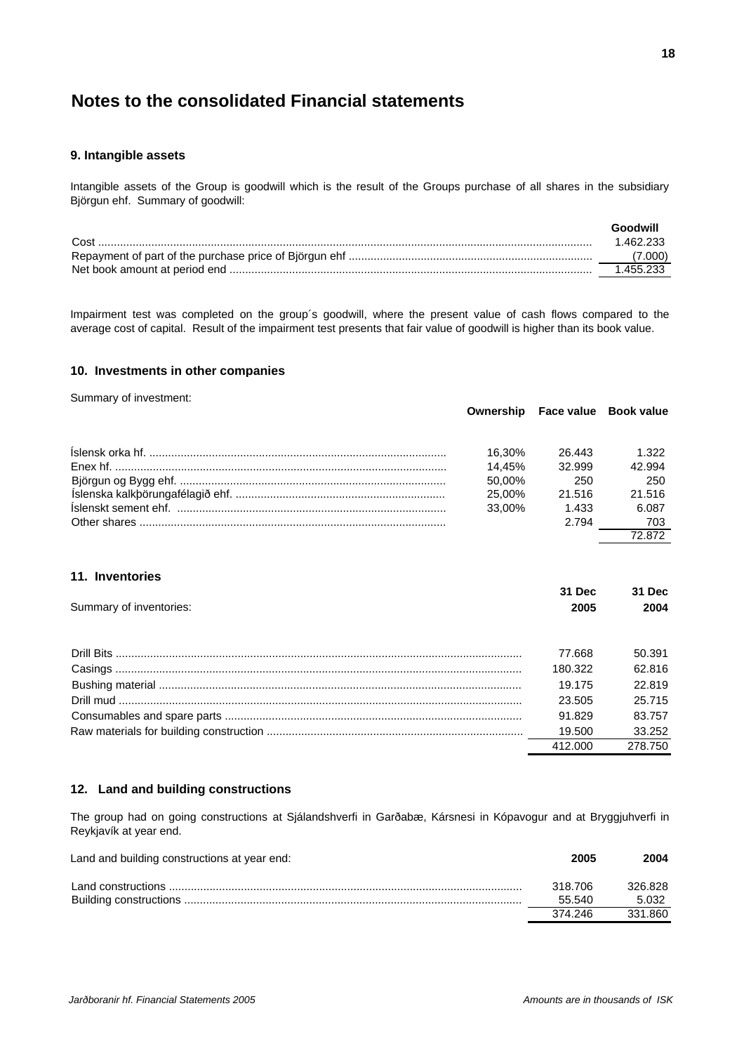# Notes to the consolidated Financial statements

### 9. Intangible assets

Intangible assets of the Group is goodwill which is the result of the Groups purchase of all shares in the subsidiary Björgun ehf. Summary of goodwill:

| | Goodwill |
|---|---|
| Cost | 1.462.233 |
| Repayment of part of the purchase price of Björgun ehf | (7.000) |
| Net book amount at period end | 1.455.233 |

Impairment test was completed on the group´s goodwill, where the present value of cash flows compared to the average cost of capital. Result of the impairment test presents that fair value of goodwill is higher than its book value.

### 10. Investments in other companies

Summary of investment:

| | Ownership | Face value | Book value |
|---|---|---|---|
| Íslensk orka hf. | 16,30% | 26.443 | 1.322 |
| Enex hf. | 14,45% | 32.999 | 42.994 |
| Björgun og Bygg ehf. | 50,00% | 250 | 250 |
| Íslenska kalkþörungafélagið ehf. | 25,00% | 21.516 | 21.516 |
| Íslenskt sement ehf. | 33,00% | 1.433 | 6.087 |
| Other shares | | 2.794 | 703 |
| | | | 72.872 |

### 11. Inventories

| Summary of inventories: | 31 Dec 2005 | 31 Dec 2004 |
|---|---|---|
| Drill Bits | 77.668 | 50.391 |
| Casings | 180.322 | 62.816 |
| Bushing material | 19.175 | 22.819 |
| Drill mud | 23.505 | 25.715 |
| Consumables and spare parts | 91.829 | 83.757 |
| Raw materials for building construction | 19.500 | 33.252 |
| | 412.000 | 278.750 |

### 12. Land and building constructions

The group had on going constructions at Sjálandshverfi in Garðabæ, Kársnesi in Kópavogur and at Bryggjuhverfi in Reykjavík at year end.

| Land and building constructions at year end: | 2005 | 2004 |
|---|---|---|
| Land constructions | 318.706 | 326.828 |
| Building constructions | 55.540 | 5.032 |
| | 374.246 | 331.860 |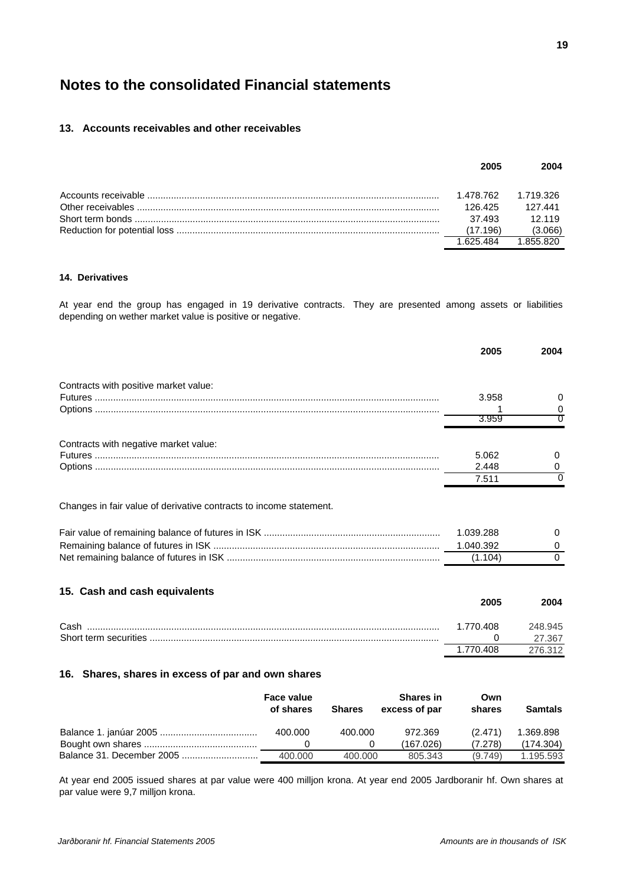# Notes to the consolidated Financial statements

### 13. Accounts receivables and other receivables

| | 2005 | 2004 |
|---|---|---|
| Accounts receivable | 1.478.762 | 1.719.326 |
| Other receivables | 126.425 | 127.441 |
| Short term bonds | 37.493 | 12.119 |
| Reduction for potential loss | (17.196) | (3.066) |
| | 1.625.484 | 1.855.820 |

#### 14. Derivatives

At year end the group has engaged in 19 derivative contracts. They are presented among assets or liabilities depending on wether market value is positive or negative.

| | 2005 | 2004 |
|---|---|---|
| Contracts with positive market value: | | |
| Futures | 3.958 | 0 |
| Options | 1 | 0 |
| | 3.959 | 0 |
| Contracts with negative market value: | | |
| Futures | 5.062 | 0 |
| Options | 2.448 | 0 |
| | 7.511 | 0 |

Changes in fair value of derivative contracts to income statement.

| | 2005 | 2004 |
|---|---|---|
| Fair value of remaining balance of futures in ISK | 1.039.288 | 0 |
| Remaining balance of futures in ISK | 1.040.392 | 0 |
| Net remaining balance of futures in ISK | (1.104) | 0 |

### 15. Cash and cash equivalents

| | 2005 | 2004 |
|---|---|---|
| Cash | 1.770.408 | 248.945 |
| Short term securities | 0 | 27.367 |
| | 1.770.408 | 276.312 |

### 16. Shares, shares in excess of par and own shares

| | Face value of shares | Shares | Shares in excess of par | Own shares | Samtals |
|---|---|---|---|---|---|
| Balance 1. janúar 2005 | 400.000 | 400.000 | 972.369 | (2.471) | 1.369.898 |
| Bought own shares | 0 | 0 | (167.026) | (7.278) | (174.304) |
| Balance 31. December 2005 | 400.000 | 400.000 | 805.343 | (9.749) | 1.195.593 |

At year end 2005 issued shares at par value were 400 milljon krona. At year end 2005 Jardboranir hf. Own shares at par value were 9,7 milljon krona.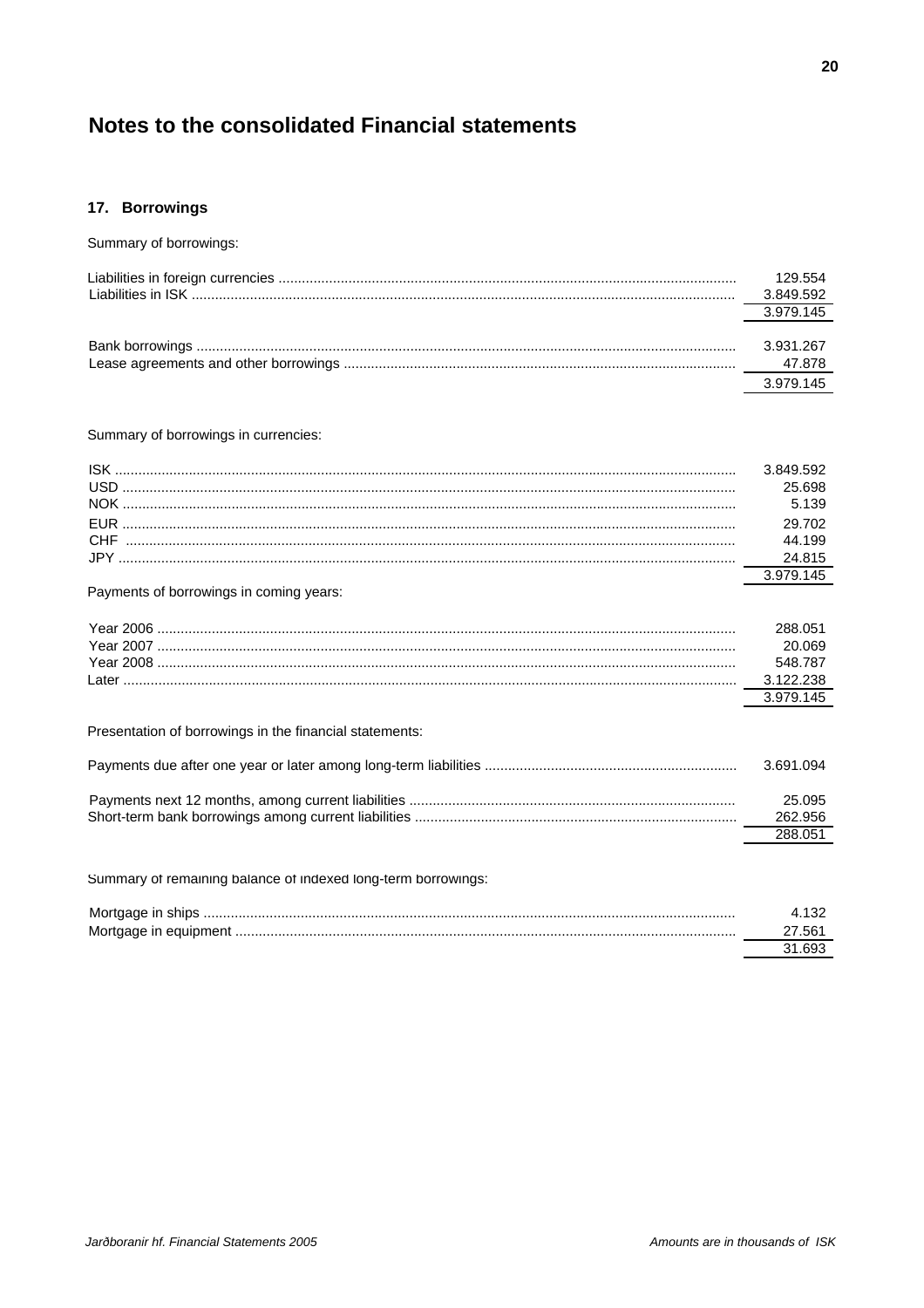# Notes to the consolidated Financial statements

## 17. Borrowings

Summary of borrowings:

| | |
|---|---|
| Liabilities in foreign currencies | 129.554 |
| Liabilities in ISK | 3.849.592 |
| | 3.979.145 |

| | |
|---|---|
| Bank borrowings | 3.931.267 |
| Lease agreements and other borrowings | 47.878 |
| | 3.979.145 |

Summary of borrowings in currencies:

| | |
|---|---|
| ISK | 3.849.592 |
| USD | 25.698 |
| NOK | 5.139 |
| EUR | 29.702 |
| CHF | 44.199 |
| JPY | 24.815 |
| | 3.979.145 |

Payments of borrowings in coming years:

| | |
|---|---|
| Year 2006 | 288.051 |
| Year 2007 | 20.069 |
| Year 2008 | 548.787 |
| Later | 3.122.238 |
| | 3.979.145 |

Presentation of borrowings in the financial statements:

| | |
|---|---|
| Payments due after one year or later among long-term liabilities | 3.691.094 |

| | |
|---|---|
| Payments next 12 months, among current liabilities | 25.095 |
| Short-term bank borrowings among current liabilities | 262.956 |
| | 288.051 |

Summary of remaining balance of indexed long-term borrowings:

| | |
|---|---|
| Mortgage in ships | 4.132 |
| Mortgage in equipment | 27.561 |
| | 31.693 |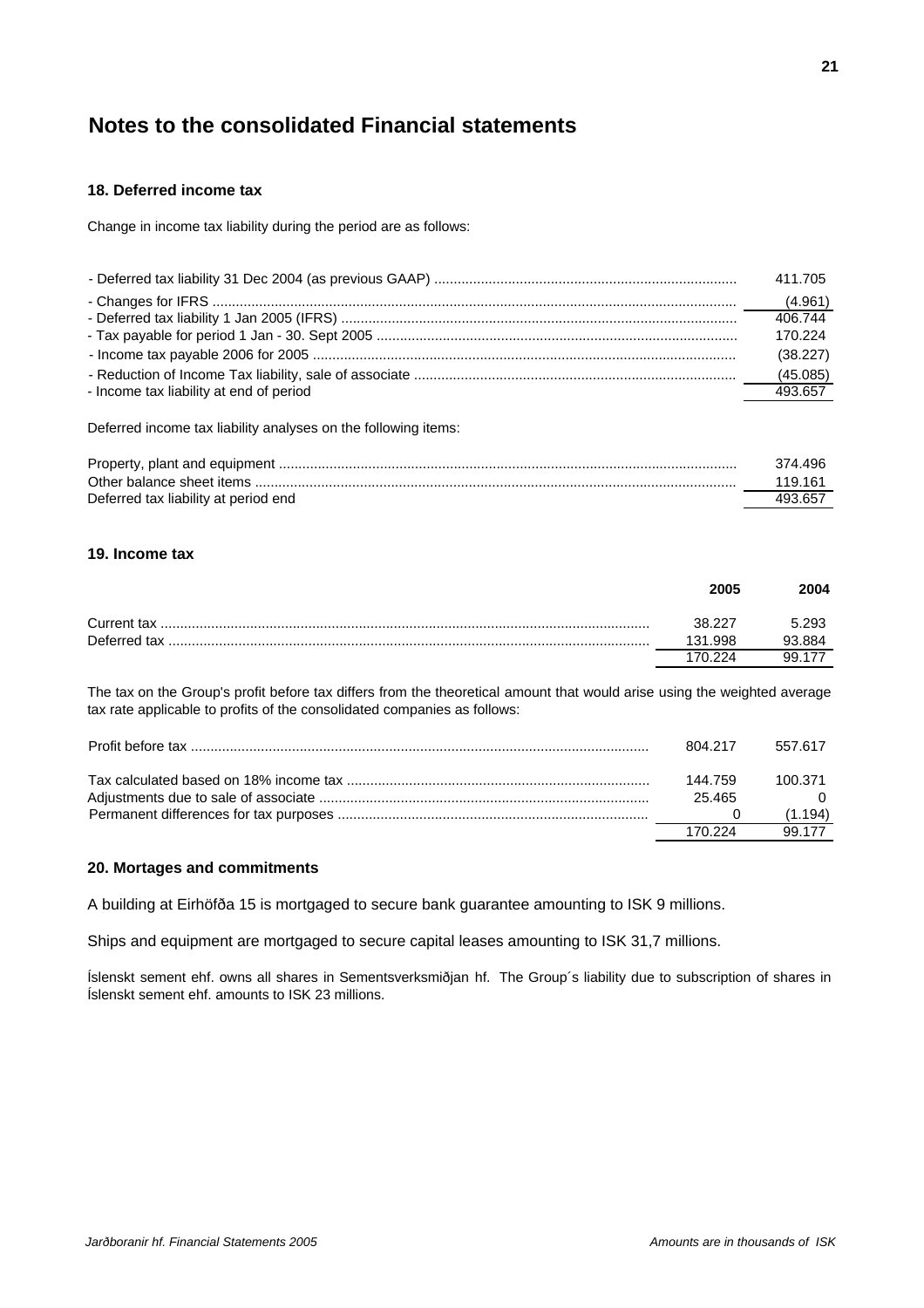# Notes to the consolidated Financial statements

### 18. Deferred income tax

Change in income tax liability during the period are as follows:

| | |
|---|---|
| - Deferred tax liability 31 Dec 2004 (as previous GAAP) | 411.705 |
| - Changes for IFRS | (4.961) |
| - Deferred tax liability 1 Jan 2005 (IFRS) | 406.744 |
| - Tax payable for period 1 Jan - 30. Sept 2005 | 170.224 |
| - Income tax payable 2006 for 2005 | (38.227) |
| - Reduction of Income Tax liability, sale of associate | (45.085) |
| - Income tax liability at end of period | 493.657 |

Deferred income tax liability analyses on the following items:

| | |
|---|---|
| Property, plant and equipment | 374.496 |
| Other balance sheet items | 119.161 |
| Deferred tax liability at period end | 493.657 |

### 19. Income tax

| | 2005 | 2004 |
|---|---|---|
| Current tax | 38.227 | 5.293 |
| Deferred tax | 131.998 | 93.884 |
| | 170.224 | 99.177 |

The tax on the Group's profit before tax differs from the theoretical amount that would arise using the weighted average tax rate applicable to profits of the consolidated companies as follows:

| | 2005 | 2004 |
|---|---|---|
| Profit before tax | 804.217 | 557.617 |
| Tax calculated based on 18% income tax | 144.759 | 100.371 |
| Adjustments due to sale of associate | 25.465 | 0 |
| Permanent differences for tax purposes | 0 | (1.194) |
| | 170.224 | 99.177 |

### 20. Mortages and commitments

A building at Eirhöfða 15 is mortgaged to secure bank guarantee amounting to ISK 9 millions.

Ships and equipment are mortgaged to secure capital leases amounting to ISK 31,7 millions.

Íslenskt sement ehf. owns all shares in Sementsverksmiðjan hf. The Group´s liability due to subscription of shares in Íslenskt sement ehf. amounts to ISK 23 millions.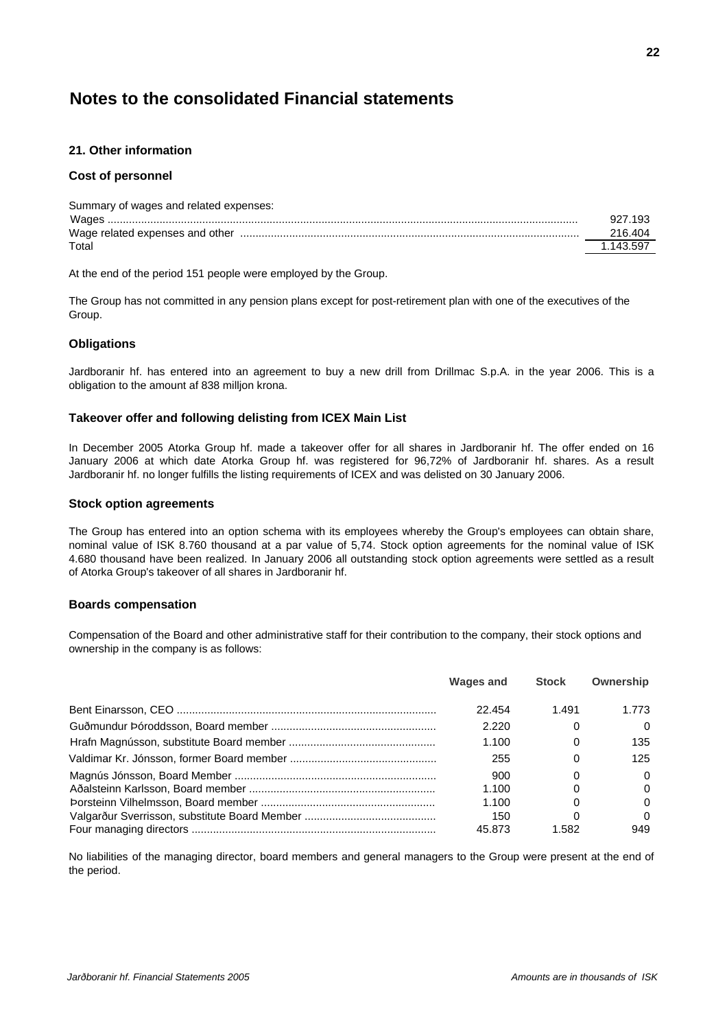# Notes to the consolidated Financial statements

### 21. Other information

#### Cost of personnel

Summary of wages and related expenses:

| | |
|---|---|
| Wages | 927.193 |
| Wage related expenses and other | 216.404 |
| Total | 1.143.597 |

At the end of the period 151 people were employed by the Group.

The Group has not committed in any pension plans except for post-retirement plan with one of the executives of the Group.

#### Obligations

Jardboranir hf. has entered into an agreement to buy a new drill from Drillmac S.p.A. in the year 2006. This is a obligation to the amount af 838 milljon krona.

#### Takeover offer and following delisting from ICEX Main List

In December 2005 Atorka Group hf. made a takeover offer for all shares in Jardboranir hf. The offer ended on 16 January 2006 at which date Atorka Group hf. was registered for 96,72% of Jardboranir hf. shares. As a result Jardboranir hf. no longer fulfills the listing requirements of ICEX and was delisted on 30 January 2006.

#### Stock option agreements

The Group has entered into an option schema with its employees whereby the Group's employees can obtain share, nominal value of ISK 8.760 thousand at a par value of 5,74. Stock option agreements for the nominal value of ISK 4.680 thousand have been realized. In January 2006 all outstanding stock option agreements were settled as a result of Atorka Group's takeover of all shares in Jardboranir hf.

#### Boards compensation

Compensation of the Board and other administrative staff for their contribution to the company, their stock options and ownership in the company is as follows:

| | Wages and | Stock | Ownership |
|---|---|---|---|
| Bent Einarsson, CEO | 22.454 | 1.491 | 1.773 |
| Guðmundur Þóroddsson, Board member | 2.220 | 0 | 0 |
| Hrafn Magnússon, substitute Board member | 1.100 | 0 | 135 |
| Valdimar Kr. Jónsson, former Board member | 255 | 0 | 125 |
| Magnús Jónsson, Board Member | 900 | 0 | 0 |
| Aðalsteinn Karlsson, Board member | 1.100 | 0 | 0 |
| Þorsteinn Vilhelmsson, Board member | 1.100 | 0 | 0 |
| Valgarður Sverrisson, substitute Board Member | 150 | 0 | 0 |
| Four managing directors | 45.873 | 1.582 | 949 |

No liabilities of the managing director, board members and general managers to the Group were present at the end of the period.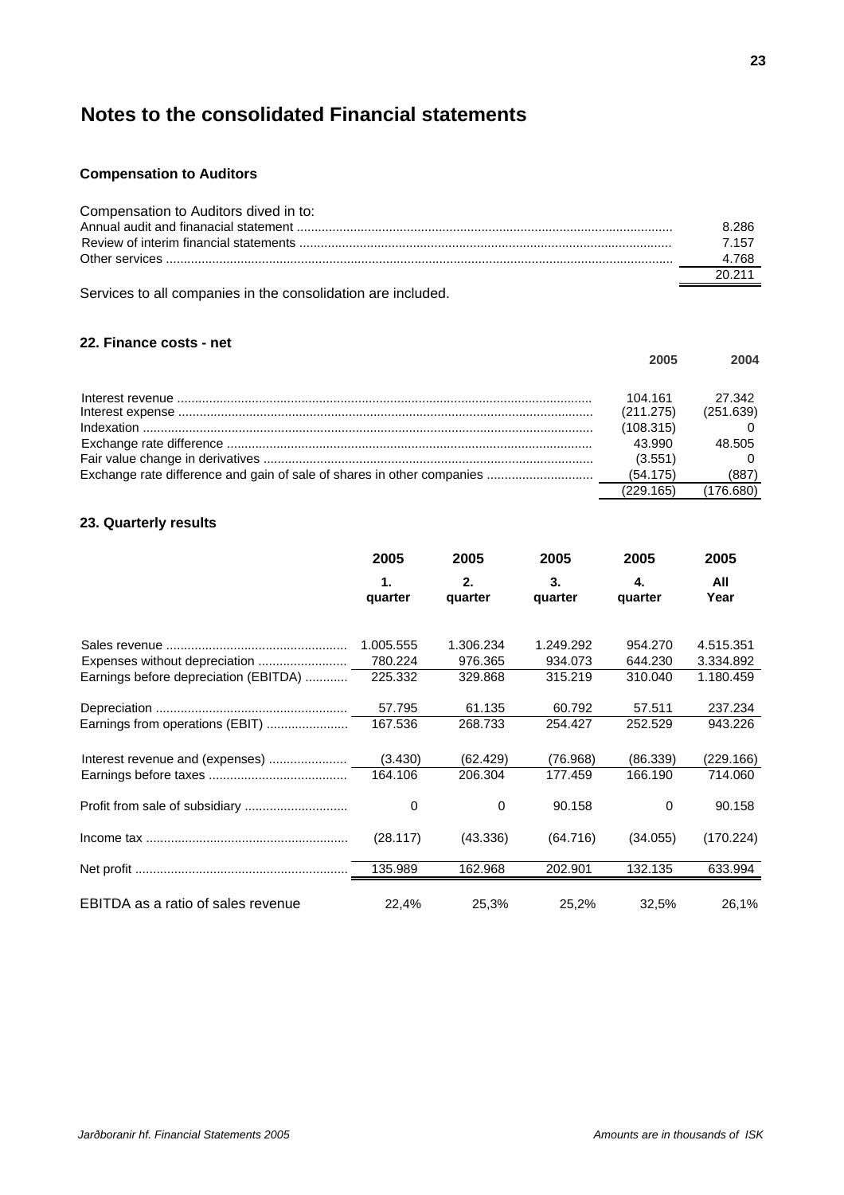# Notes to the consolidated Financial statements

### Compensation to Auditors

| Compensation to Auditors dived in to: | |
|---|---|
| Annual audit and finanacial statement | 8.286 |
| Review of interim financial statements | 7.157 |
| Other services | 4.768 |
| | 20.211 |

Services to all companies in the consolidation are included.

### 22. Finance costs - net

| | 2005 | 2004 |
|---|---|---|
| Interest revenue | 104.161 | 27.342 |
| Interest expense | (211.275) | (251.639) |
| Indexation | (108.315) | 0 |
| Exchange rate difference | 43.990 | 48.505 |
| Fair value change in derivatives | (3.551) | 0 |
| Exchange rate difference and gain of sale of shares in other companies | (54.175) | (887) |
| | (229.165) | (176.680) |

### 23. Quarterly results

| | 2005<br>1. quarter | 2005<br>2. quarter | 2005<br>3. quarter | 2005<br>4. quarter | 2005<br>All Year |
|---|---|---|---|---|---|
| Sales revenue | 1.005.555 | 1.306.234 | 1.249.292 | 954.270 | 4.515.351 |
| Expenses without depreciation | 780.224 | 976.365 | 934.073 | 644.230 | 3.334.892 |
| Earnings before depreciation (EBITDA) | 225.332 | 329.868 | 315.219 | 310.040 | 1.180.459 |
| Depreciation | 57.795 | 61.135 | 60.792 | 57.511 | 237.234 |
| Earnings from operations (EBIT) | 167.536 | 268.733 | 254.427 | 252.529 | 943.226 |
| Interest revenue and (expenses) | (3.430) | (62.429) | (76.968) | (86.339) | (229.166) |
| Earnings before taxes | 164.106 | 206.304 | 177.459 | 166.190 | 714.060 |
| Profit from sale of subsidiary | 0 | 0 | 90.158 | 0 | 90.158 |
| Income tax | (28.117) | (43.336) | (64.716) | (34.055) | (170.224) |
| Net profit | 135.989 | 162.968 | 202.901 | 132.135 | 633.994 |
| EBITDA as a ratio of sales revenue | 22,4% | 25,3% | 25,2% | 32,5% | 26,1% |

*Amounts are in thousands of ISK*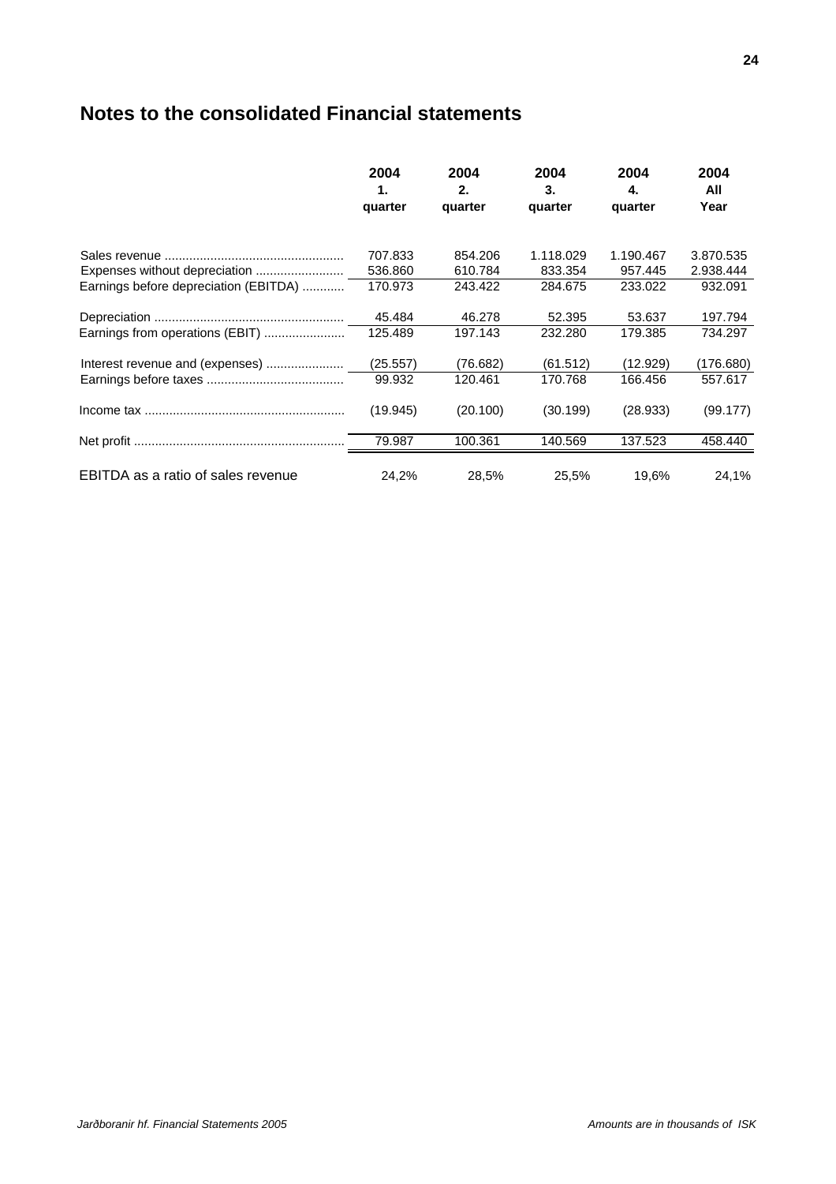## Notes to the consolidated Financial statements

| | 2004 1. quarter | 2004 2. quarter | 2004 3. quarter | 2004 4. quarter | 2004 All Year |
|---|---|---|---|---|---|
| Sales revenue | 707.833 | 854.206 | 1.118.029 | 1.190.467 | 3.870.535 |
| Expenses without depreciation | 536.860 | 610.784 | 833.354 | 957.445 | 2.938.444 |
| Earnings before depreciation (EBITDA) | 170.973 | 243.422 | 284.675 | 233.022 | 932.091 |
| Depreciation | 45.484 | 46.278 | 52.395 | 53.637 | 197.794 |
| Earnings from operations (EBIT) | 125.489 | 197.143 | 232.280 | 179.385 | 734.297 |
| Interest revenue and (expenses) | (25.557) | (76.682) | (61.512) | (12.929) | (176.680) |
| Earnings before taxes | 99.932 | 120.461 | 170.768 | 166.456 | 557.617 |
| Income tax | (19.945) | (20.100) | (30.199) | (28.933) | (99.177) |
| Net profit | 79.987 | 100.361 | 140.569 | 137.523 | 458.440 |
| EBITDA as a ratio of sales revenue | 24,2% | 28,5% | 25,5% | 19,6% | 24,1% |

*Amounts are in thousands of ISK*